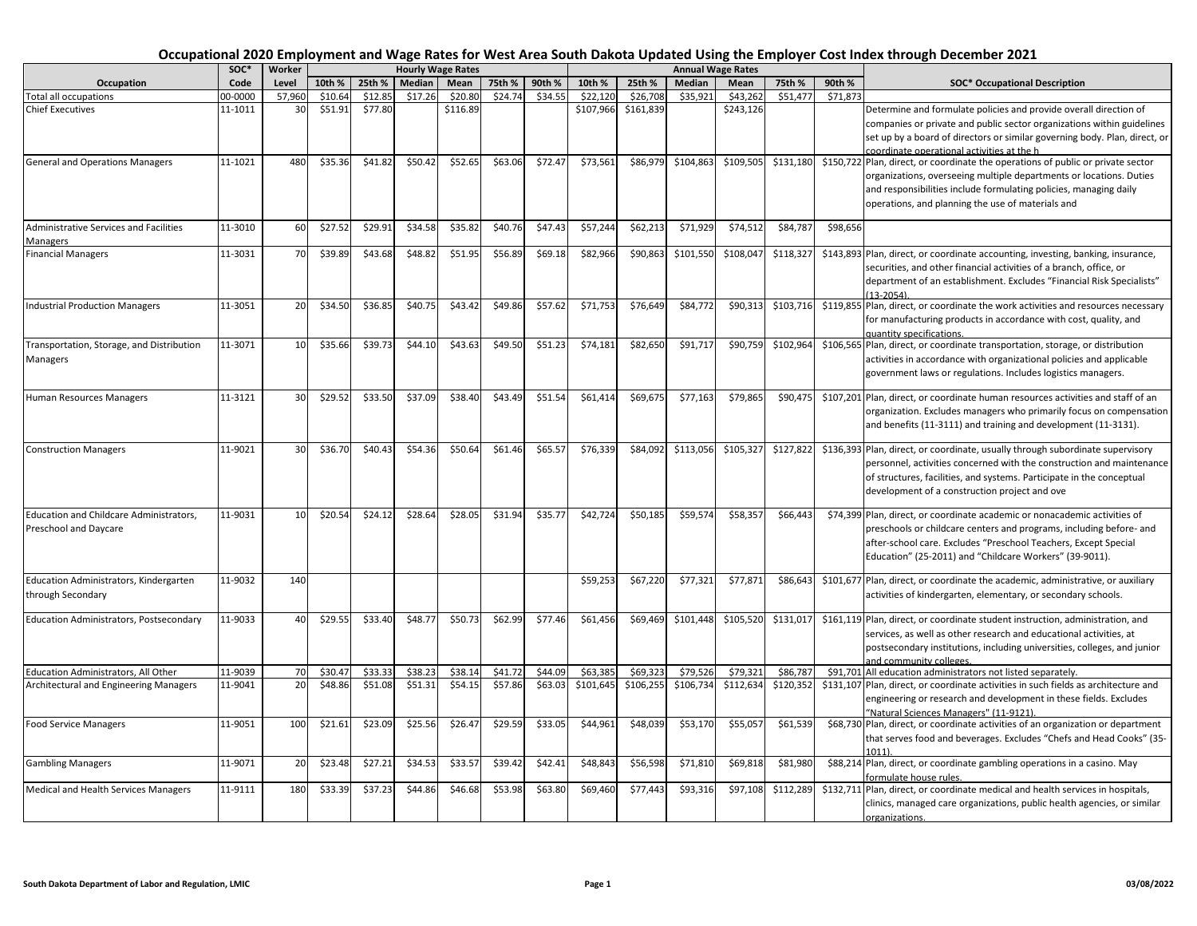# Occupational 2020 Employment and Wage Rates for West Area South Dakota Updated Using the Employer Cost Index through December 2021

| Occupation | SOC* Code | Worker Level | Hourly Wage Rates | | | | | | Annual Wage Rates | | | | | | SOC* Occupational Description |
|---|---|---|---|---|---|---|---|---|---|---|---|---|---|---|---|
| | | | 10th % | 25th % | Median | Mean | 75th % | 90th % | 10th % | 25th % | Median | Mean | 75th % | 90th % | |
| Total all occupations | 00-0000 | 57,960 | $10.64 | $12.85 | $17.26 | $20.80 | $24.74 | $34.55 | $22,120 | $26,708 | $35,921 | $43,262 | $51,477 | $71,873 | |
| Chief Executives | 11-1011 | 30 | $51.91 | $77.80 | | $116.89 | | | $107,966 | $161,839 | | $243,126 | | | Determine and formulate policies and provide overall direction of companies or private and public sector organizations within guidelines set up by a board of directors or similar governing body. Plan, direct, or coordinate operational activities at the h |
| General and Operations Managers | 11-1021 | 480 | $35.36 | $41.82 | $50.42 | $52.65 | $63.06 | $72.47 | $73,561 | $86,979 | $104,863 | $109,505 | $131,180 | $150,722 | Plan, direct, or coordinate the operations of public or private sector organizations, overseeing multiple departments or locations. Duties and responsibilities include formulating policies, managing daily operations, and planning the use of materials and |
| Administrative Services and Facilities Managers | 11-3010 | 60 | $27.52 | $29.91 | $34.58 | $35.82 | $40.76 | $47.43 | $57,244 | $62,213 | $71,929 | $74,512 | $84,787 | $98,656 | |
| Financial Managers | 11-3031 | 70 | $39.89 | $43.68 | $48.82 | $51.95 | $56.89 | $69.18 | $82,966 | $90,863 | $101,550 | $108,047 | $118,327 | $143,893 | Plan, direct, or coordinate accounting, investing, banking, insurance, securities, and other financial activities of a branch, office, or department of an establishment. Excludes "Financial Risk Specialists" (13-2054). |
| Industrial Production Managers | 11-3051 | 20 | $34.50 | $36.85 | $40.75 | $43.42 | $49.86 | $57.62 | $71,753 | $76,649 | $84,772 | $90,313 | $103,716 | $119,855 | Plan, direct, or coordinate the work activities and resources necessary for manufacturing products in accordance with cost, quality, and quantity specifications. |
| Transportation, Storage, and Distribution Managers | 11-3071 | 10 | $35.66 | $39.73 | $44.10 | $43.63 | $49.50 | $51.23 | $74,181 | $82,650 | $91,717 | $90,759 | $102,964 | $106,565 | Plan, direct, or coordinate transportation, storage, or distribution activities in accordance with organizational policies and applicable government laws or regulations. Includes logistics managers. |
| Human Resources Managers | 11-3121 | 30 | $29.52 | $33.50 | $37.09 | $38.40 | $43.49 | $51.54 | $61,414 | $69,675 | $77,163 | $79,865 | $90,475 | $107,201 | Plan, direct, or coordinate human resources activities and staff of an organization. Excludes managers who primarily focus on compensation and benefits (11-3111) and training and development (11-3131). |
| Construction Managers | 11-9021 | 30 | $36.70 | $40.43 | $54.36 | $50.64 | $61.46 | $65.57 | $76,339 | $84,092 | $113,056 | $105,327 | $127,822 | $136,393 | Plan, direct, or coordinate, usually through subordinate supervisory personnel, activities concerned with the construction and maintenance of structures, facilities, and systems. Participate in the conceptual development of a construction project and ove |
| Education and Childcare Administrators, Preschool and Daycare | 11-9031 | 10 | $20.54 | $24.12 | $28.64 | $28.05 | $31.94 | $35.77 | $42,724 | $50,185 | $59,574 | $58,357 | $66,443 | $74,399 | Plan, direct, or coordinate academic or nonacademic activities of preschools or childcare centers and programs, including before- and after-school care. Excludes "Preschool Teachers, Except Special Education" (25-2011) and "Childcare Workers" (39-9011). |
| Education Administrators, Kindergarten through Secondary | 11-9032 | 140 | | | | | | | $59,253 | $67,220 | $77,321 | $77,871 | $86,643 | $101,677 | Plan, direct, or coordinate the academic, administrative, or auxiliary activities of kindergarten, elementary, or secondary schools. |
| Education Administrators, Postsecondary | 11-9033 | 40 | $29.55 | $33.40 | $48.77 | $50.73 | $62.99 | $77.46 | $61,456 | $69,469 | $101,448 | $105,520 | $131,017 | $161,119 | Plan, direct, or coordinate student instruction, administration, and services, as well as other research and educational activities, at postsecondary institutions, including universities, colleges, and junior and community colleges. |
| Education Administrators, All Other | 11-9039 | 70 | $30.47 | $33.33 | $38.23 | $38.14 | $41.72 | $44.09 | $63,385 | $69,323 | $79,526 | $79,321 | $86,787 | $91,701 | All education administrators not listed separately. |
| Architectural and Engineering Managers | 11-9041 | 20 | $48.86 | $51.08 | $51.31 | $54.15 | $57.86 | $63.03 | $101,645 | $106,255 | $106,734 | $112,634 | $120,352 | $131,107 | Plan, direct, or coordinate activities in such fields as architecture and engineering or research and development in these fields. Excludes "Natural Sciences Managers" (11-9121). |
| Food Service Managers | 11-9051 | 100 | $21.61 | $23.09 | $25.56 | $26.47 | $29.59 | $33.05 | $44,961 | $48,039 | $53,170 | $55,057 | $61,539 | $68,730 | Plan, direct, or coordinate activities of an organization or department that serves food and beverages. Excludes "Chefs and Head Cooks" (35-1011). |
| Gambling Managers | 11-9071 | 20 | $23.48 | $27.21 | $34.53 | $33.57 | $39.42 | $42.41 | $48,843 | $56,598 | $71,810 | $69,818 | $81,980 | $88,214 | Plan, direct, or coordinate gambling operations in a casino. May formulate house rules. |
| Medical and Health Services Managers | 11-9111 | 180 | $33.39 | $37.23 | $44.86 | $46.68 | $53.98 | $63.80 | $69,460 | $77,443 | $93,316 | $97,108 | $112,289 | $132,711 | Plan, direct, or coordinate medical and health services in hospitals, clinics, managed care organizations, public health agencies, or similar organizations. |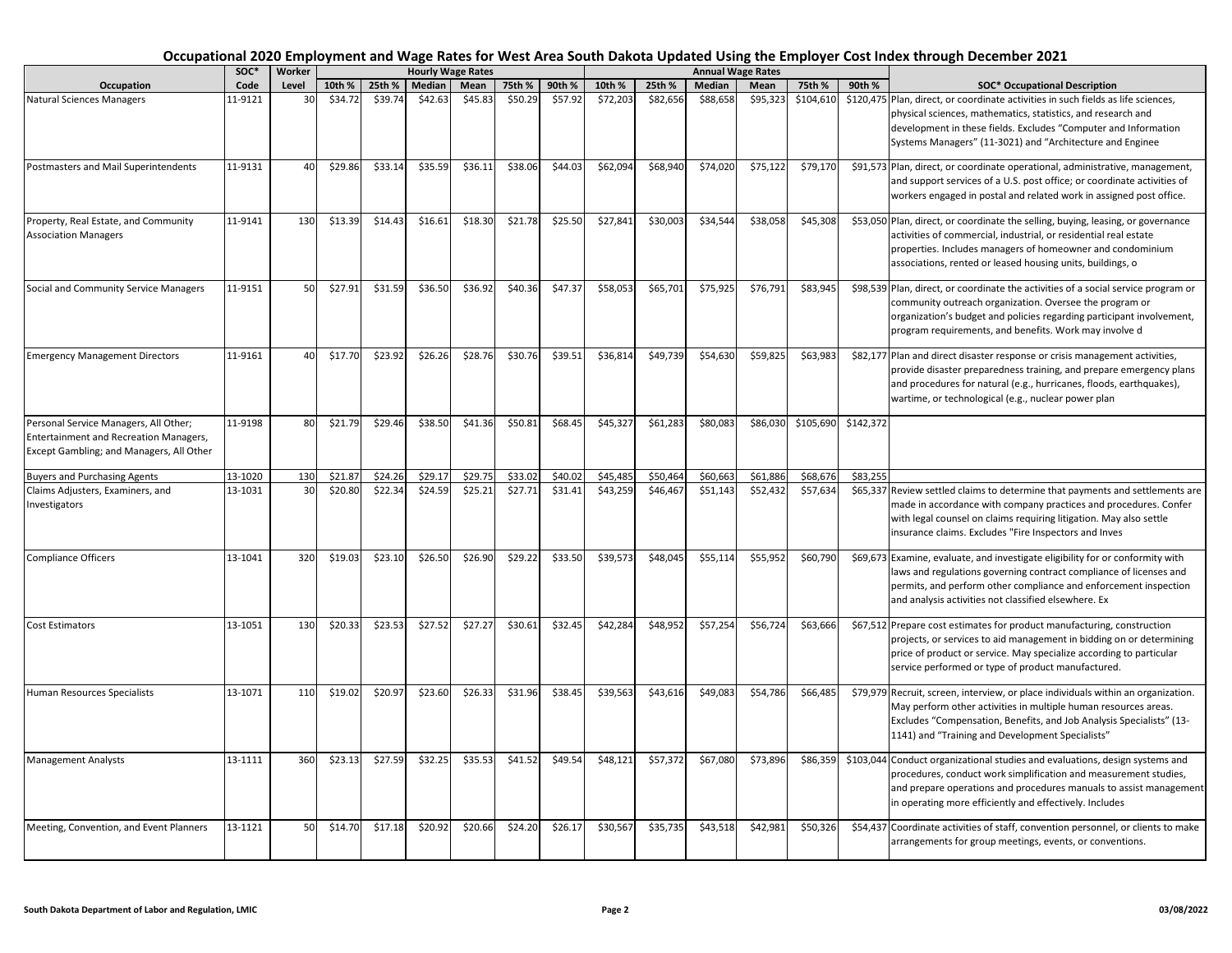# Occupational 2020 Employment and Wage Rates for West Area South Dakota Updated Using the Employer Cost Index through December 2021

| Occupation | SOC* Code | Worker Level | Hourly Wage Rates | | | | | | Annual Wage Rates | | | | | | SOC* Occupational Description |
|---|---|---|---|---|---|---|---|---|---|---|---|---|---|---|---|
| | | | 10th % | 25th % | Median | Mean | 75th % | 90th % | 10th % | 25th % | Median | Mean | 75th % | 90th % | |
| Natural Sciences Managers | 11-9121 | 30 | $34.72 | $39.74 | $42.63 | $45.83 | $50.29 | $57.92 | $72,203 | $82,656 | $88,658 | $95,323 | $104,610 | $120,475 | Plan, direct, or coordinate activities in such fields as life sciences, physical sciences, mathematics, statistics, and research and development in these fields. Excludes "Computer and Information Systems Managers" (11-3021) and "Architecture and Enginee |
| Postmasters and Mail Superintendents | 11-9131 | 40 | $29.86 | $33.14 | $35.59 | $36.11 | $38.06 | $44.03 | $62,094 | $68,940 | $74,020 | $75,122 | $79,170 | $91,573 | Plan, direct, or coordinate operational, administrative, management, and support services of a U.S. post office; or coordinate activities of workers engaged in postal and related work in assigned post office. |
| Property, Real Estate, and Community Association Managers | 11-9141 | 130 | $13.39 | $14.43 | $16.61 | $18.30 | $21.78 | $25.50 | $27,841 | $30,003 | $34,544 | $38,058 | $45,308 | $53,050 | Plan, direct, or coordinate the selling, buying, leasing, or governance activities of commercial, industrial, or residential real estate properties. Includes managers of homeowner and condominium associations, rented or leased housing units, buildings, o |
| Social and Community Service Managers | 11-9151 | 50 | $27.91 | $31.59 | $36.50 | $36.92 | $40.36 | $47.37 | $58,053 | $65,701 | $75,925 | $76,791 | $83,945 | $98,539 | Plan, direct, or coordinate the activities of a social service program or community outreach organization. Oversee the program or organization's budget and policies regarding participant involvement, program requirements, and benefits. Work may involve d |
| Emergency Management Directors | 11-9161 | 40 | $17.70 | $23.92 | $26.26 | $28.76 | $30.76 | $39.51 | $36,814 | $49,739 | $54,630 | $59,825 | $63,983 | $82,177 | Plan and direct disaster response or crisis management activities, provide disaster preparedness training, and prepare emergency plans and procedures for natural (e.g., hurricanes, floods, earthquakes), wartime, or technological (e.g., nuclear power plan |
| Personal Service Managers, All Other; Entertainment and Recreation Managers, Except Gambling; and Managers, All Other | 11-9198 | 80 | $21.79 | $29.46 | $38.50 | $41.36 | $50.81 | $68.45 | $45,327 | $61,283 | $80,083 | $86,030 | $105,690 | $142,372 | |
| Buyers and Purchasing Agents | 13-1020 | 130 | $21.87 | $24.26 | $29.17 | $29.75 | $33.02 | $40.02 | $45,485 | $50,464 | $60,663 | $61,886 | $68,676 | $83,255 | |
| Claims Adjusters, Examiners, and Investigators | 13-1031 | 30 | $20.80 | $22.34 | $24.59 | $25.21 | $27.71 | $31.41 | $43,259 | $46,467 | $51,143 | $52,432 | $57,634 | $65,337 | Review settled claims to determine that payments and settlements are made in accordance with company practices and procedures. Confer with legal counsel on claims requiring litigation. May also settle insurance claims. Excludes "Fire Inspectors and Inves |
| Compliance Officers | 13-1041 | 320 | $19.03 | $23.10 | $26.50 | $26.90 | $29.22 | $33.50 | $39,573 | $48,045 | $55,114 | $55,952 | $60,790 | $69,673 | Examine, evaluate, and investigate eligibility for or conformity with laws and regulations governing contract compliance of licenses and permits, and perform other compliance and enforcement inspection and analysis activities not classified elsewhere. Ex |
| Cost Estimators | 13-1051 | 130 | $20.33 | $23.53 | $27.52 | $27.27 | $30.61 | $32.45 | $42,284 | $48,952 | $57,254 | $56,724 | $63,666 | $67,512 | Prepare cost estimates for product manufacturing, construction projects, or services to aid management in bidding on or determining price of product or service. May specialize according to particular service performed or type of product manufactured. |
| Human Resources Specialists | 13-1071 | 110 | $19.02 | $20.97 | $23.60 | $26.33 | $31.96 | $38.45 | $39,563 | $43,616 | $49,083 | $54,786 | $66,485 | $79,979 | Recruit, screen, interview, or place individuals within an organization. May perform other activities in multiple human resources areas. Excludes "Compensation, Benefits, and Job Analysis Specialists" (13-1141) and "Training and Development Specialists" |
| Management Analysts | 13-1111 | 360 | $23.13 | $27.59 | $32.25 | $35.53 | $41.52 | $49.54 | $48,121 | $57,372 | $67,080 | $73,896 | $86,359 | $103,044 | Conduct organizational studies and evaluations, design systems and procedures, conduct work simplification and measurement studies, and prepare operations and procedures manuals to assist management in operating more efficiently and effectively. Includes |
| Meeting, Convention, and Event Planners | 13-1121 | 50 | $14.70 | $17.18 | $20.92 | $20.66 | $24.20 | $26.17 | $30,567 | $35,735 | $43,518 | $42,981 | $50,326 | $54,437 | Coordinate activities of staff, convention personnel, or clients to make arrangements for group meetings, events, or conventions. |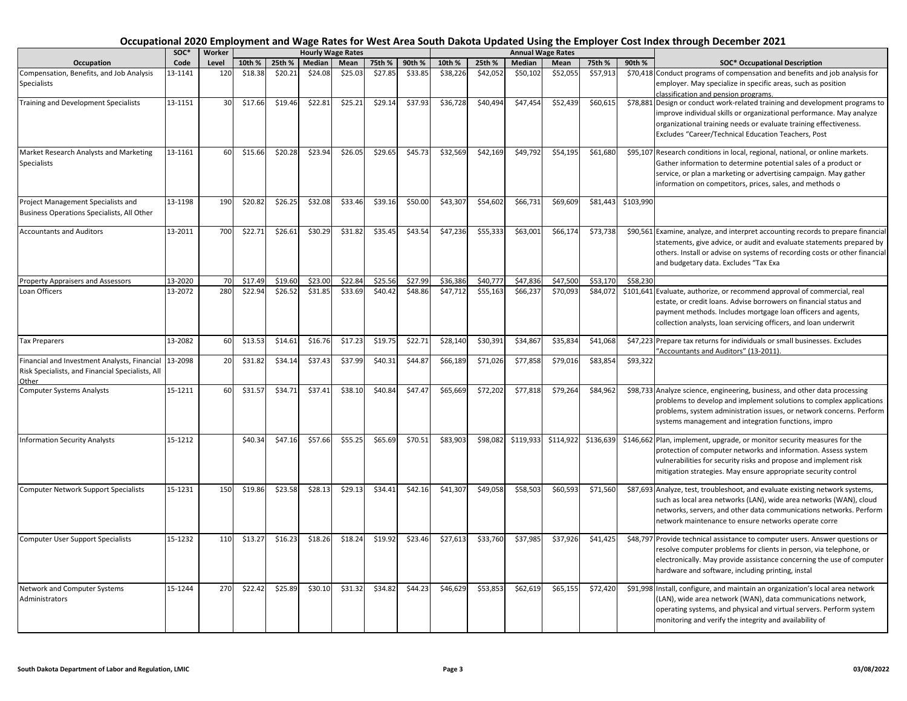# Occupational 2020 Employment and Wage Rates for West Area South Dakota Updated Using the Employer Cost Index through December 2021

| Occupation | SOC* Code | Worker Level | Hourly Wage Rates 10th % | 25th % | Median | Mean | 75th % | 90th % | Annual Wage Rates 10th % | 25th % | Median | Mean | 75th % | 90th % | SOC* Occupational Description |
|---|---|---|---|---|---|---|---|---|---|---|---|---|---|---|---|
| Compensation, Benefits, and Job Analysis Specialists | 13-1141 | 120 | $18.38 | $20.21 | $24.08 | $25.03 | $27.85 | $33.85 | $38,226 | $42,052 | $50,102 | $52,055 | $57,913 | $70,418 | Conduct programs of compensation and benefits and job analysis for employer. May specialize in specific areas, such as position classification and pension programs. |
| Training and Development Specialists | 13-1151 | 30 | $17.66 | $19.46 | $22.81 | $25.21 | $29.14 | $37.93 | $36,728 | $40,494 | $47,454 | $52,439 | $60,615 | $78,881 | Design or conduct work-related training and development programs to improve individual skills or organizational performance. May analyze organizational training needs or evaluate training effectiveness. Excludes "Career/Technical Education Teachers, Post |
| Market Research Analysts and Marketing Specialists | 13-1161 | 60 | $15.66 | $20.28 | $23.94 | $26.05 | $29.65 | $45.73 | $32,569 | $42,169 | $49,792 | $54,195 | $61,680 | $95,107 | Research conditions in local, regional, national, or online markets. Gather information to determine potential sales of a product or service, or plan a marketing or advertising campaign. May gather information on competitors, prices, sales, and methods o |
| Project Management Specialists and Business Operations Specialists, All Other | 13-1198 | 190 | $20.82 | $26.25 | $32.08 | $33.46 | $39.16 | $50.00 | $43,307 | $54,602 | $66,731 | $69,609 | $81,443 | $103,990 | |
| Accountants and Auditors | 13-2011 | 700 | $22.71 | $26.61 | $30.29 | $31.82 | $35.45 | $43.54 | $47,236 | $55,333 | $63,001 | $66,174 | $73,738 | $90,561 | Examine, analyze, and interpret accounting records to prepare financial statements, give advice, or audit and evaluate statements prepared by others. Install or advise on systems of recording costs or other financial and budgetary data. Excludes "Tax Exa |
| Property Appraisers and Assessors | 13-2020 | 70 | $17.49 | $19.60 | $23.00 | $22.84 | $25.56 | $27.99 | $36,386 | $40,777 | $47,836 | $47,500 | $53,170 | $58,230 | |
| Loan Officers | 13-2072 | 280 | $22.94 | $26.52 | $31.85 | $33.69 | $40.42 | $48.86 | $47,712 | $55,163 | $66,237 | $70,093 | $84,072 | $101,641 | Evaluate, authorize, or recommend approval of commercial, real estate, or credit loans. Advise borrowers on financial status and payment methods. Includes mortgage loan officers and agents, collection analysts, loan servicing officers, and loan underwrit |
| Tax Preparers | 13-2082 | 60 | $13.53 | $14.61 | $16.76 | $17.23 | $19.75 | $22.71 | $28,140 | $30,391 | $34,867 | $35,834 | $41,068 | $47,223 | Prepare tax returns for individuals or small businesses. Excludes "Accountants and Auditors" (13-2011). |
| Financial and Investment Analysts, Financial Risk Specialists, and Financial Specialists, All Other | 13-2098 | 20 | $31.82 | $34.14 | $37.43 | $37.99 | $40.31 | $44.87 | $66,189 | $71,026 | $77,858 | $79,016 | $83,854 | $93,322 | |
| Computer Systems Analysts | 15-1211 | 60 | $31.57 | $34.71 | $37.41 | $38.10 | $40.84 | $47.47 | $65,669 | $72,202 | $77,818 | $79,264 | $84,962 | $98,733 | Analyze science, engineering, business, and other data processing problems to develop and implement solutions to complex applications problems, system administration issues, or network concerns. Perform systems management and integration functions, impro |
| Information Security Analysts | 15-1212 | | $40.34 | $47.16 | $57.66 | $55.25 | $65.69 | $70.51 | $83,903 | $98,082 | $119,933 | $114,922 | $136,639 | $146,662 | Plan, implement, upgrade, or monitor security measures for the protection of computer networks and information. Assess system vulnerabilities for security risks and propose and implement risk mitigation strategies. May ensure appropriate security control |
| Computer Network Support Specialists | 15-1231 | 150 | $19.86 | $23.58 | $28.13 | $29.13 | $34.41 | $42.16 | $41,307 | $49,058 | $58,503 | $60,593 | $71,560 | $87,693 | Analyze, test, troubleshoot, and evaluate existing network systems, such as local area networks (LAN), wide area networks (WAN), cloud networks, servers, and other data communications networks. Perform network maintenance to ensure networks operate corre |
| Computer User Support Specialists | 15-1232 | 110 | $13.27 | $16.23 | $18.26 | $18.24 | $19.92 | $23.46 | $27,613 | $33,760 | $37,985 | $37,926 | $41,425 | $48,797 | Provide technical assistance to computer users. Answer questions or resolve computer problems for clients in person, via telephone, or electronically. May provide assistance concerning the use of computer hardware and software, including printing, instal |
| Network and Computer Systems Administrators | 15-1244 | 270 | $22.42 | $25.89 | $30.10 | $31.32 | $34.82 | $44.23 | $46,629 | $53,853 | $62,619 | $65,155 | $72,420 | $91,998 | Install, configure, and maintain an organization's local area network (LAN), wide area network (WAN), data communications network, operating systems, and physical and virtual servers. Perform system monitoring and verify the integrity and availability of |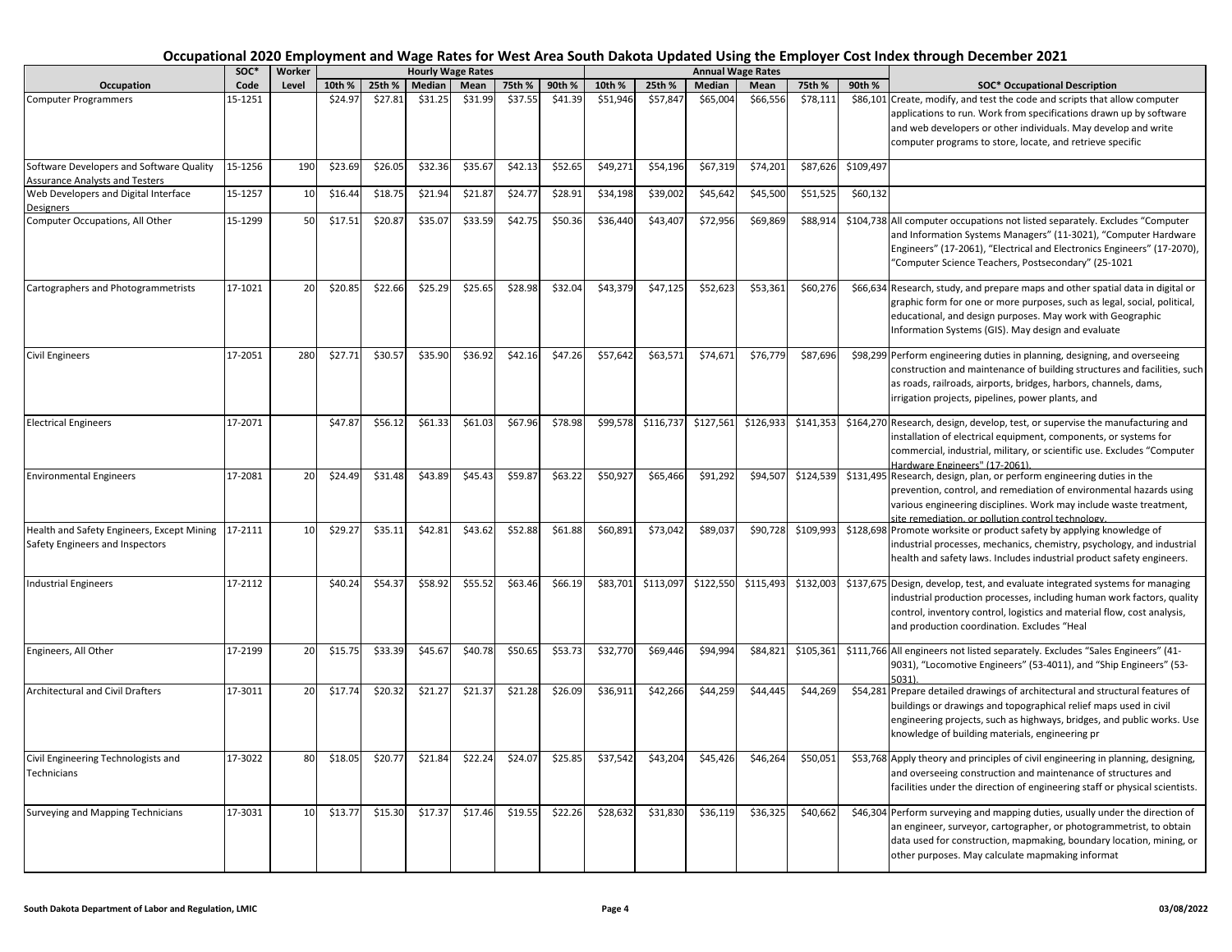# Occupational 2020 Employment and Wage Rates for West Area South Dakota Updated Using the Employer Cost Index through December 2021

| Occupation | SOC* Code | Worker Level | Hourly Wage Rates | | | | | | Annual Wage Rates | | | | | | SOC* Occupational Description |
|---|---|---|---|---|---|---|---|---|---|---|---|---|---|---|---|
| | | | 10th % | 25th % | Median | Mean | 75th % | 90th % | 10th % | 25th % | Median | Mean | 75th % | 90th % | |
| Computer Programmers | 15-1251 | | $24.97 | $27.81 | $31.25 | $31.99 | $37.55 | $41.39 | $51,946 | $57,847 | $65,004 | $66,556 | $78,111 | $86,101 | Create, modify, and test the code and scripts that allow computer applications to run. Work from specifications drawn up by software and web developers or other individuals. May develop and write computer programs to store, locate, and retrieve specific |
| Software Developers and Software Quality Assurance Analysts and Testers | 15-1256 | 190 | $23.69 | $26.05 | $32.36 | $35.67 | $42.13 | $52.65 | $49,271 | $54,196 | $67,319 | $74,201 | $87,626 | $109,497 | |
| Web Developers and Digital Interface Designers | 15-1257 | 10 | $16.44 | $18.75 | $21.94 | $21.87 | $24.77 | $28.91 | $34,198 | $39,002 | $45,642 | $45,500 | $51,525 | $60,132 | |
| Computer Occupations, All Other | 15-1299 | 50 | $17.51 | $20.87 | $35.07 | $33.59 | $42.75 | $50.36 | $36,440 | $43,407 | $72,956 | $69,869 | $88,914 | $104,738 | All computer occupations not listed separately. Excludes "Computer and Information Systems Managers" (11-3021), "Computer Hardware Engineers" (17-2061), "Electrical and Electronics Engineers" (17-2070), "Computer Science Teachers, Postsecondary" (25-1021 |
| Cartographers and Photogrammetrists | 17-1021 | 20 | $20.85 | $22.66 | $25.29 | $25.65 | $28.98 | $32.04 | $43,379 | $47,125 | $52,623 | $53,361 | $60,276 | $66,634 | Research, study, and prepare maps and other spatial data in digital or graphic form for one or more purposes, such as legal, social, political, educational, and design purposes. May work with Geographic Information Systems (GIS). May design and evaluate |
| Civil Engineers | 17-2051 | 280 | $27.71 | $30.57 | $35.90 | $36.92 | $42.16 | $47.26 | $57,642 | $63,571 | $74,671 | $76,779 | $87,696 | $98,299 | Perform engineering duties in planning, designing, and overseeing construction and maintenance of building structures and facilities, such as roads, railroads, airports, bridges, harbors, channels, dams, irrigation projects, pipelines, power plants, and |
| Electrical Engineers | 17-2071 | | $47.87 | $56.12 | $61.33 | $61.03 | $67.96 | $78.98 | $99,578 | $116,737 | $127,561 | $126,933 | $141,353 | $164,270 | Research, design, develop, test, or supervise the manufacturing and installation of electrical equipment, components, or systems for commercial, industrial, military, or scientific use. Excludes "Computer Hardware Engineers" (17-2061). |
| Environmental Engineers | 17-2081 | 20 | $24.49 | $31.48 | $43.89 | $45.43 | $59.87 | $63.22 | $50,927 | $65,466 | $91,292 | $94,507 | $124,539 | $131,495 | Research, design, plan, or perform engineering duties in the prevention, control, and remediation of environmental hazards using various engineering disciplines. Work may include waste treatment, site remediation, or pollution control technology. |
| Health and Safety Engineers, Except Mining Safety Engineers and Inspectors | 17-2111 | 10 | $29.27 | $35.11 | $42.81 | $43.62 | $52.88 | $61.88 | $60,891 | $73,042 | $89,037 | $90,728 | $109,993 | $128,698 | Promote worksite or product safety by applying knowledge of industrial processes, mechanics, chemistry, psychology, and industrial health and safety laws. Includes industrial product safety engineers. |
| Industrial Engineers | 17-2112 | | $40.24 | $54.37 | $58.92 | $55.52 | $63.46 | $66.19 | $83,701 | $113,097 | $122,550 | $115,493 | $132,003 | $137,675 | Design, develop, test, and evaluate integrated systems for managing industrial production processes, including human work factors, quality control, inventory control, logistics and material flow, cost analysis, and production coordination. Excludes "Heal |
| Engineers, All Other | 17-2199 | 20 | $15.75 | $33.39 | $45.67 | $40.78 | $50.65 | $53.73 | $32,770 | $69,446 | $94,994 | $84,821 | $105,361 | $111,766 | All engineers not listed separately. Excludes "Sales Engineers" (41-9031), "Locomotive Engineers" (53-4011), and "Ship Engineers" (53-5031). |
| Architectural and Civil Drafters | 17-3011 | 20 | $17.74 | $20.32 | $21.27 | $21.37 | $21.28 | $26.09 | $36,911 | $42,266 | $44,259 | $44,445 | $44,269 | $54,281 | Prepare detailed drawings of architectural and structural features of buildings or drawings and topographical relief maps used in civil engineering projects, such as highways, bridges, and public works. Use knowledge of building materials, engineering pr |
| Civil Engineering Technologists and Technicians | 17-3022 | 80 | $18.05 | $20.77 | $21.84 | $22.24 | $24.07 | $25.85 | $37,542 | $43,204 | $45,426 | $46,264 | $50,051 | $53,768 | Apply theory and principles of civil engineering in planning, designing, and overseeing construction and maintenance of structures and facilities under the direction of engineering staff or physical scientists. |
| Surveying and Mapping Technicians | 17-3031 | 10 | $13.77 | $15.30 | $17.37 | $17.46 | $19.55 | $22.26 | $28,632 | $31,830 | $36,119 | $36,325 | $40,662 | $46,304 | Perform surveying and mapping duties, usually under the direction of an engineer, surveyor, cartographer, or photogrammetrist, to obtain data used for construction, mapmaking, boundary location, mining, or other purposes. May calculate mapmaking informat |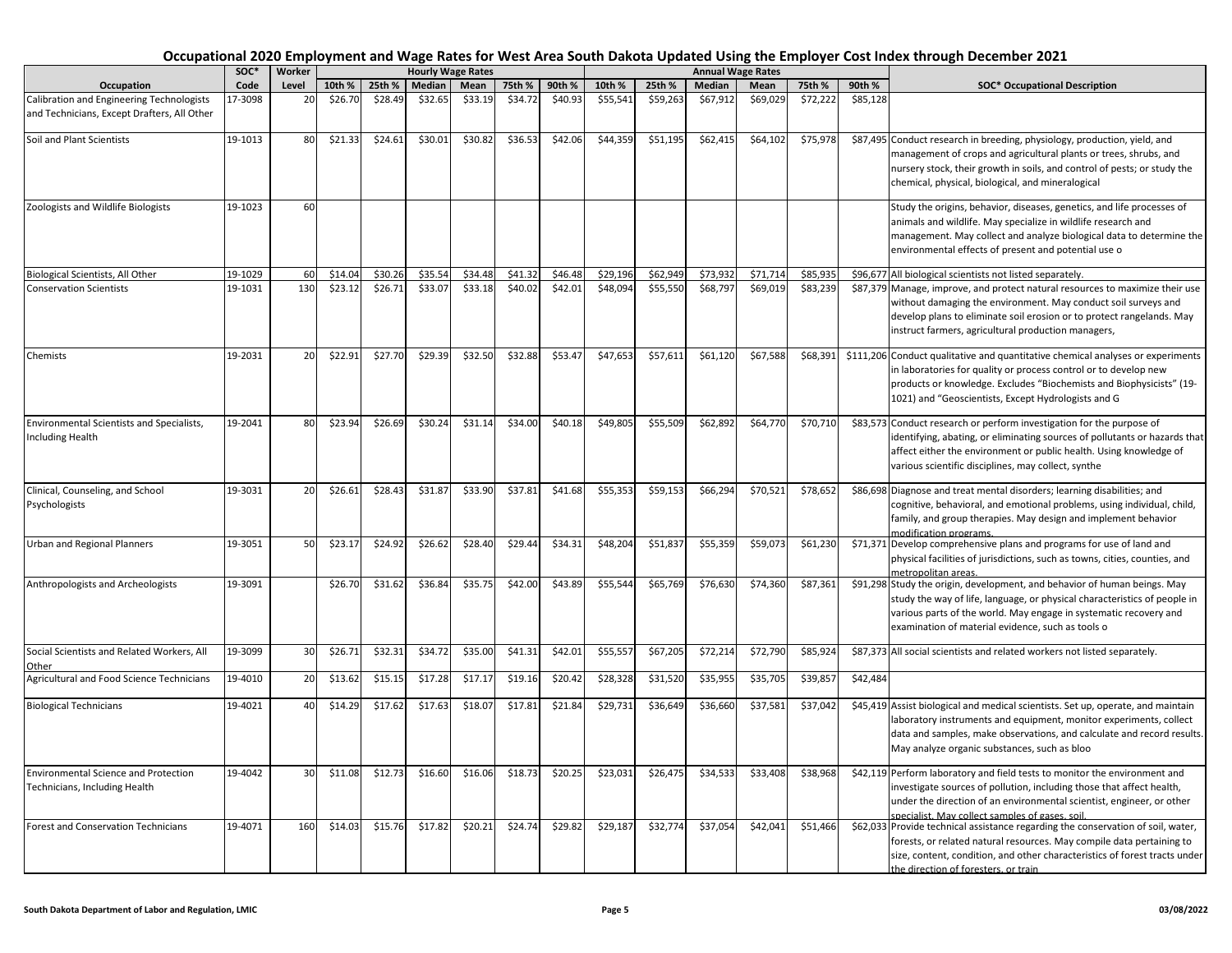# Occupational 2020 Employment and Wage Rates for West Area South Dakota Updated Using the Employer Cost Index through December 2021

| | SOC* | Worker | Hourly Wage Rates | | | | | | Annual Wage Rates | | | | | | |
|---|---|---|---|---|---|---|---|---|---|---|---|---|---|---|---|
| Occupation | Code | Level | 10th % | 25th % | Median | Mean | 75th % | 90th % | 10th % | 25th % | Median | Mean | 75th % | 90th % | SOC* Occupational Description |
| Calibration and Engineering Technologists and Technicians, Except Drafters, All Other | 17-3098 | 20 | $26.70 | $28.49 | $32.65 | $33.19 | $34.72 | $40.93 | $55,541 | $59,263 | $67,912 | $69,029 | $72,222 | $85,128 | |
| Soil and Plant Scientists | 19-1013 | 80 | $21.33 | $24.61 | $30.01 | $30.82 | $36.53 | $42.06 | $44,359 | $51,195 | $62,415 | $64,102 | $75,978 | $87,495 | Conduct research in breeding, physiology, production, yield, and management of crops and agricultural plants or trees, shrubs, and nursery stock, their growth in soils, and control of pests; or study the chemical, physical, biological, and mineralogical |
| Zoologists and Wildlife Biologists | 19-1023 | 60 | | | | | | | | | | | | | Study the origins, behavior, diseases, genetics, and life processes of animals and wildlife. May specialize in wildlife research and management. May collect and analyze biological data to determine the environmental effects of present and potential use o |
| Biological Scientists, All Other | 19-1029 | 60 | $14.04 | $30.26 | $35.54 | $34.48 | $41.32 | $46.48 | $29,196 | $62,949 | $73,932 | $71,714 | $85,935 | $96,677 | All biological scientists not listed separately. |
| Conservation Scientists | 19-1031 | 130 | $23.12 | $26.71 | $33.07 | $33.18 | $40.02 | $42.01 | $48,094 | $55,550 | $68,797 | $69,019 | $83,239 | $87,379 | Manage, improve, and protect natural resources to maximize their use without damaging the environment. May conduct soil surveys and develop plans to eliminate soil erosion or to protect rangelands. May instruct farmers, agricultural production managers, |
| Chemists | 19-2031 | 20 | $22.91 | $27.70 | $29.39 | $32.50 | $32.88 | $53.47 | $47,653 | $57,611 | $61,120 | $67,588 | $68,391 | $111,206 | Conduct qualitative and quantitative chemical analyses or experiments in laboratories for quality or process control or to develop new products or knowledge. Excludes "Biochemists and Biophysicists" (19-1021) and "Geoscientists, Except Hydrologists and G |
| Environmental Scientists and Specialists, Including Health | 19-2041 | 80 | $23.94 | $26.69 | $30.24 | $31.14 | $34.00 | $40.18 | $49,805 | $55,509 | $62,892 | $64,770 | $70,710 | $83,573 | Conduct research or perform investigation for the purpose of identifying, abating, or eliminating sources of pollutants or hazards that affect either the environment or public health. Using knowledge of various scientific disciplines, may collect, synthe |
| Clinical, Counseling, and School Psychologists | 19-3031 | 20 | $26.61 | $28.43 | $31.87 | $33.90 | $37.81 | $41.68 | $55,353 | $59,153 | $66,294 | $70,521 | $78,652 | $86,698 | Diagnose and treat mental disorders; learning disabilities; and cognitive, behavioral, and emotional problems, using individual, child, family, and group therapies. May design and implement behavior modification programs. |
| Urban and Regional Planners | 19-3051 | 50 | $23.17 | $24.92 | $26.62 | $28.40 | $29.44 | $34.31 | $48,204 | $51,837 | $55,359 | $59,073 | $61,230 | $71,371 | Develop comprehensive plans and programs for use of land and physical facilities of jurisdictions, such as towns, cities, counties, and metropolitan areas. |
| Anthropologists and Archeologists | 19-3091 | | $26.70 | $31.62 | $36.84 | $35.75 | $42.00 | $43.89 | $55,544 | $65,769 | $76,630 | $74,360 | $87,361 | $91,298 | Study the origin, development, and behavior of human beings. May study the way of life, language, or physical characteristics of people in various parts of the world. May engage in systematic recovery and examination of material evidence, such as tools o |
| Social Scientists and Related Workers, All Other | 19-3099 | 30 | $26.71 | $32.31 | $34.72 | $35.00 | $41.31 | $42.01 | $55,557 | $67,205 | $72,214 | $72,790 | $85,924 | $87,373 | All social scientists and related workers not listed separately. |
| Agricultural and Food Science Technicians | 19-4010 | 20 | $13.62 | $15.15 | $17.28 | $17.17 | $19.16 | $20.42 | $28,328 | $31,520 | $35,955 | $35,705 | $39,857 | $42,484 | |
| Biological Technicians | 19-4021 | 40 | $14.29 | $17.62 | $17.63 | $18.07 | $17.81 | $21.84 | $29,731 | $36,649 | $36,660 | $37,581 | $37,042 | $45,419 | Assist biological and medical scientists. Set up, operate, and maintain laboratory instruments and equipment, monitor experiments, collect data and samples, make observations, and calculate and record results. May analyze organic substances, such as bloo |
| Environmental Science and Protection Technicians, Including Health | 19-4042 | 30 | $11.08 | $12.73 | $16.60 | $16.06 | $18.73 | $20.25 | $23,031 | $26,475 | $34,533 | $33,408 | $38,968 | $42,119 | Perform laboratory and field tests to monitor the environment and investigate sources of pollution, including those that affect health, under the direction of an environmental scientist, engineer, or other specialist. May collect samples of gases, soil, |
| Forest and Conservation Technicians | 19-4071 | 160 | $14.03 | $15.76 | $17.82 | $20.21 | $24.74 | $29.82 | $29,187 | $32,774 | $37,054 | $42,041 | $51,466 | $62,033 | Provide technical assistance regarding the conservation of soil, water, forests, or related natural resources. May compile data pertaining to size, content, condition, and other characteristics of forest tracts under the direction of foresters, or train |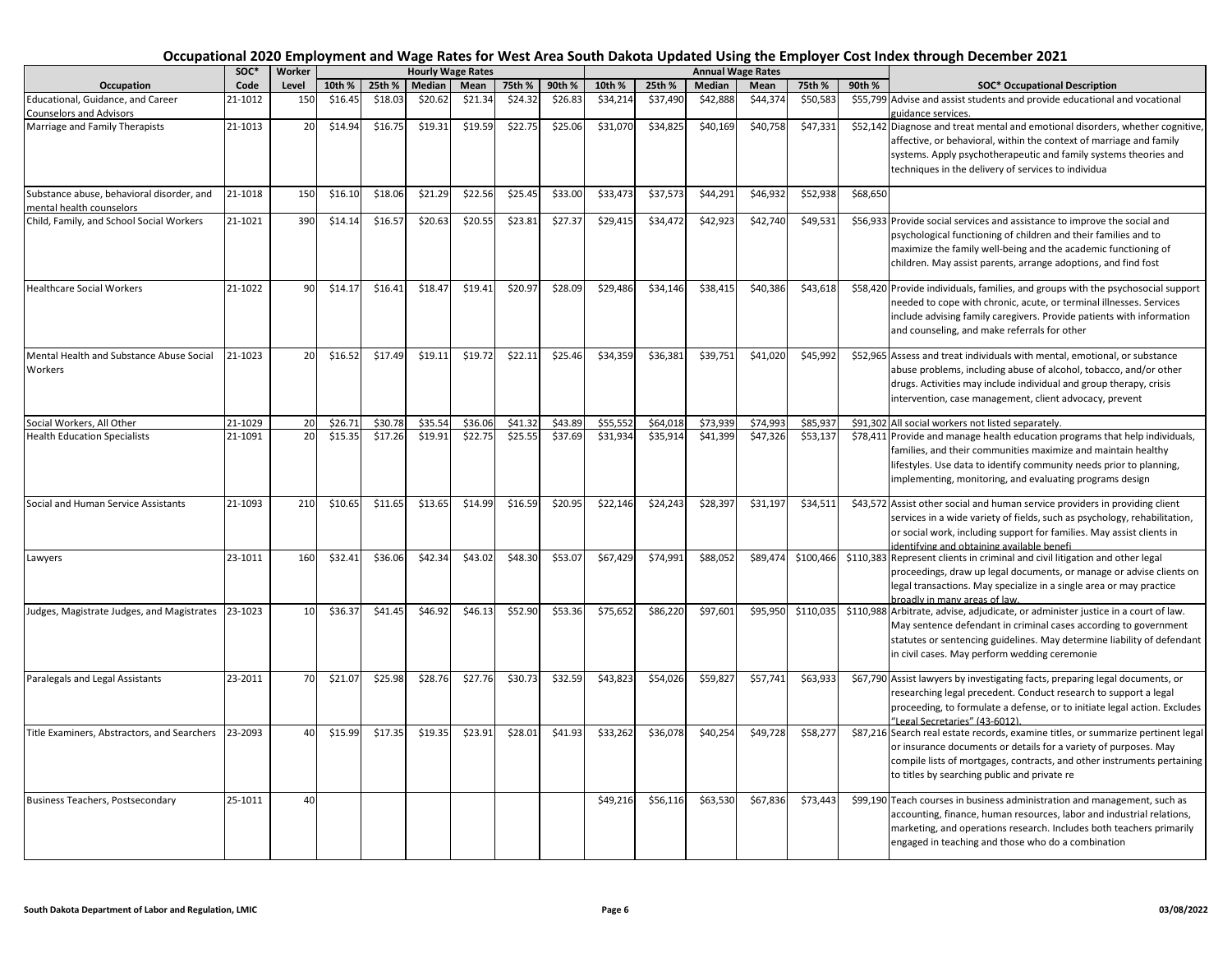# Occupational 2020 Employment and Wage Rates for West Area South Dakota Updated Using the Employer Cost Index through December 2021

| Occupation | SOC* Code | Worker Level | Hourly Wage Rates 10th % | 25th % | Median | Mean | 75th % | 90th % | Annual Wage Rates 10th % | 25th % | Median | Mean | 75th % | 90th % | SOC* Occupational Description |
|---|---|---|---|---|---|---|---|---|---|---|---|---|---|---|---|
| Educational, Guidance, and Career Counselors and Advisors | 21-1012 | 150 | $16.45 | $18.03 | $20.62 | $21.34 | $24.32 | $26.83 | $34,214 | $37,490 | $42,888 | $44,374 | $50,583 | $55,799 | Advise and assist students and provide educational and vocational guidance services. |
| Marriage and Family Therapists | 21-1013 | 20 | $14.94 | $16.75 | $19.31 | $19.59 | $22.75 | $25.06 | $31,070 | $34,825 | $40,169 | $40,758 | $47,331 | $52,142 | Diagnose and treat mental and emotional disorders, whether cognitive, affective, or behavioral, within the context of marriage and family systems. Apply psychotherapeutic and family systems theories and techniques in the delivery of services to individua |
| Substance abuse, behavioral disorder, and mental health counselors | 21-1018 | 150 | $16.10 | $18.06 | $21.29 | $22.56 | $25.45 | $33.00 | $33,473 | $37,573 | $44,291 | $46,932 | $52,938 | $68,650 | |
| Child, Family, and School Social Workers | 21-1021 | 390 | $14.14 | $16.57 | $20.63 | $20.55 | $23.81 | $27.37 | $29,415 | $34,472 | $42,923 | $42,740 | $49,531 | $56,933 | Provide social services and assistance to improve the social and psychological functioning of children and their families and to maximize the family well-being and the academic functioning of children. May assist parents, arrange adoptions, and find fost |
| Healthcare Social Workers | 21-1022 | 90 | $14.17 | $16.41 | $18.47 | $19.41 | $20.97 | $28.09 | $29,486 | $34,146 | $38,415 | $40,386 | $43,618 | $58,420 | Provide individuals, families, and groups with the psychosocial support needed to cope with chronic, acute, or terminal illnesses. Services include advising family caregivers. Provide patients with information and counseling, and make referrals for other |
| Mental Health and Substance Abuse Social Workers | 21-1023 | 20 | $16.52 | $17.49 | $19.11 | $19.72 | $22.11 | $25.46 | $34,359 | $36,381 | $39,751 | $41,020 | $45,992 | $52,965 | Assess and treat individuals with mental, emotional, or substance abuse problems, including abuse of alcohol, tobacco, and/or other drugs. Activities may include individual and group therapy, crisis intervention, case management, client advocacy, prevent |
| Social Workers, All Other | 21-1029 | 20 | $26.71 | $30.78 | $35.54 | $36.06 | $41.32 | $43.89 | $55,552 | $64,018 | $73,939 | $74,993 | $85,937 | $91,302 | All social workers not listed separately. |
| Health Education Specialists | 21-1091 | 20 | $15.35 | $17.26 | $19.91 | $22.75 | $25.55 | $37.69 | $31,934 | $35,914 | $41,399 | $47,326 | $53,137 | $78,411 | Provide and manage health education programs that help individuals, families, and their communities maximize and maintain healthy lifestyles. Use data to identify community needs prior to planning, implementing, monitoring, and evaluating programs design |
| Social and Human Service Assistants | 21-1093 | 210 | $10.65 | $11.65 | $13.65 | $14.99 | $16.59 | $20.95 | $22,146 | $24,243 | $28,397 | $31,197 | $34,511 | $43,572 | Assist other social and human service providers in providing client services in a wide variety of fields, such as psychology, rehabilitation, or social work, including support for families. May assist clients in identifying and obtaining available benefi |
| Lawyers | 23-1011 | 160 | $32.41 | $36.06 | $42.34 | $43.02 | $48.30 | $53.07 | $67,429 | $74,991 | $88,052 | $89,474 | $100,466 | $110,383 | Represent clients in criminal and civil litigation and other legal proceedings, draw up legal documents, or manage or advise clients on legal transactions. May specialize in a single area or may practice broadly in many areas of law. |
| Judges, Magistrate Judges, and Magistrates | 23-1023 | 10 | $36.37 | $41.45 | $46.92 | $46.13 | $52.90 | $53.36 | $75,652 | $86,220 | $97,601 | $95,950 | $110,035 | $110,988 | Arbitrate, advise, adjudicate, or administer justice in a court of law. May sentence defendant in criminal cases according to government statutes or sentencing guidelines. May determine liability of defendant in civil cases. May perform wedding ceremonie |
| Paralegals and Legal Assistants | 23-2011 | 70 | $21.07 | $25.98 | $28.76 | $27.76 | $30.73 | $32.59 | $43,823 | $54,026 | $59,827 | $57,741 | $63,933 | $67,790 | Assist lawyers by investigating facts, preparing legal documents, or researching legal precedent. Conduct research to support a legal proceeding, to formulate a defense, or to initiate legal action. Excludes "Legal Secretaries" (43-6012). |
| Title Examiners, Abstractors, and Searchers | 23-2093 | 40 | $15.99 | $17.35 | $19.35 | $23.91 | $28.01 | $41.93 | $33,262 | $36,078 | $40,254 | $49,728 | $58,277 | $87,216 | Search real estate records, examine titles, or summarize pertinent legal or insurance documents or details for a variety of purposes. May compile lists of mortgages, contracts, and other instruments pertaining to titles by searching public and private re |
| Business Teachers, Postsecondary | 25-1011 | 40 | | | | | | | $49,216 | $56,116 | $63,530 | $67,836 | $73,443 | $99,190 | Teach courses in business administration and management, such as accounting, finance, human resources, labor and industrial relations, marketing, and operations research. Includes both teachers primarily engaged in teaching and those who do a combination |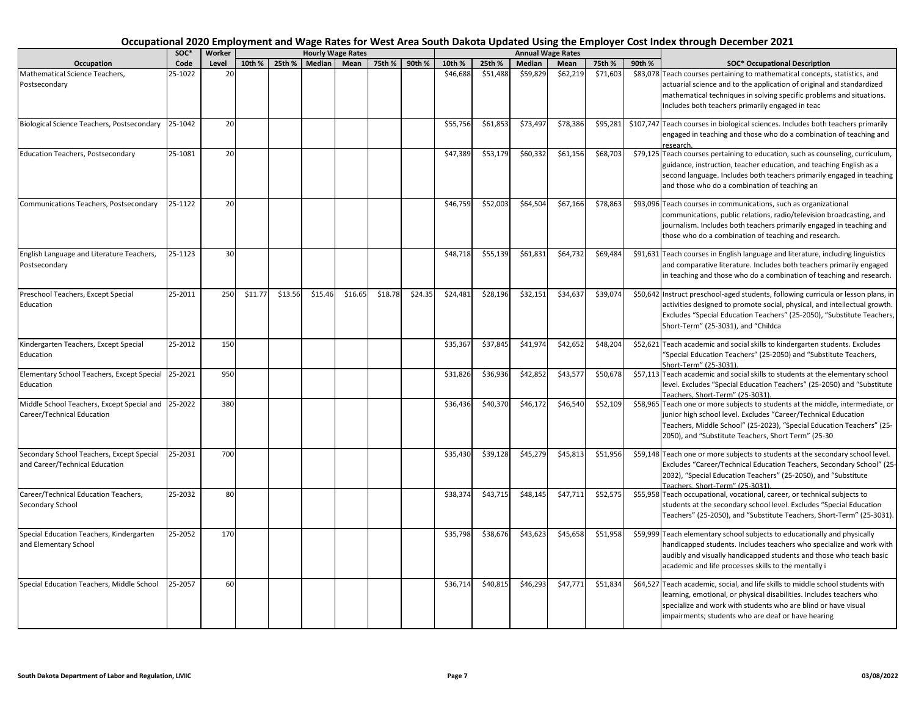# Occupational 2020 Employment and Wage Rates for West Area South Dakota Updated Using the Employer Cost Index through December 2021

| | SOC* | Worker | Hourly Wage Rates | | | | | | Annual Wage Rates | | | | | | |
|---|---|---|---|---|---|---|---|---|---|---|---|---|---|---|---|
| Occupation | Code | Level | 10th % | 25th % | Median | Mean | 75th % | 90th % | 10th % | 25th % | Median | Mean | 75th % | 90th % | SOC* Occupational Description |
| Mathematical Science Teachers, Postsecondary | 25-1022 | 20 | | | | | | | $46,688 | $51,488 | $59,829 | $62,219 | $71,603 | $83,078 | Teach courses pertaining to mathematical concepts, statistics, and actuarial science and to the application of original and standardized mathematical techniques in solving specific problems and situations. Includes both teachers primarily engaged in teac |
| Biological Science Teachers, Postsecondary | 25-1042 | 20 | | | | | | | $55,756 | $61,853 | $73,497 | $78,386 | $95,281 | $107,747 | Teach courses in biological sciences. Includes both teachers primarily engaged in teaching and those who do a combination of teaching and research. |
| Education Teachers, Postsecondary | 25-1081 | 20 | | | | | | | $47,389 | $53,179 | $60,332 | $61,156 | $68,703 | $79,125 | Teach courses pertaining to education, such as counseling, curriculum, guidance, instruction, teacher education, and teaching English as a second language. Includes both teachers primarily engaged in teaching and those who do a combination of teaching an |
| Communications Teachers, Postsecondary | 25-1122 | 20 | | | | | | | $46,759 | $52,003 | $64,504 | $67,166 | $78,863 | $93,096 | Teach courses in communications, such as organizational communications, public relations, radio/television broadcasting, and journalism. Includes both teachers primarily engaged in teaching and those who do a combination of teaching and research. |
| English Language and Literature Teachers, Postsecondary | 25-1123 | 30 | | | | | | | $48,718 | $55,139 | $61,831 | $64,732 | $69,484 | $91,631 | Teach courses in English language and literature, including linguistics and comparative literature. Includes both teachers primarily engaged in teaching and those who do a combination of teaching and research. |
| Preschool Teachers, Except Special Education | 25-2011 | 250 | $11.77 | $13.56 | $15.46 | $16.65 | $18.78 | $24.35 | $24,481 | $28,196 | $32,151 | $34,637 | $39,074 | $50,642 | Instruct preschool-aged students, following curricula or lesson plans, in activities designed to promote social, physical, and intellectual growth. Excludes "Special Education Teachers" (25-2050), "Substitute Teachers, Short-Term" (25-3031), and "Childca |
| Kindergarten Teachers, Except Special Education | 25-2012 | 150 | | | | | | | $35,367 | $37,845 | $41,974 | $42,652 | $48,204 | $52,621 | Teach academic and social skills to kindergarten students. Excludes "Special Education Teachers" (25-2050) and "Substitute Teachers, Short-Term" (25-3031). |
| Elementary School Teachers, Except Special Education | 25-2021 | 950 | | | | | | | $31,826 | $36,936 | $42,852 | $43,577 | $50,678 | $57,113 | Teach academic and social skills to students at the elementary school level. Excludes "Special Education Teachers" (25-2050) and "Substitute Teachers, Short-Term" (25-3031). |
| Middle School Teachers, Except Special and Career/Technical Education | 25-2022 | 380 | | | | | | | $36,436 | $40,370 | $46,172 | $46,540 | $52,109 | $58,965 | Teach one or more subjects to students at the middle, intermediate, or junior high school level. Excludes "Career/Technical Education Teachers, Middle School" (25-2023), "Special Education Teachers" (25-2050), and "Substitute Teachers, Short Term" (25-30 |
| Secondary School Teachers, Except Special and Career/Technical Education | 25-2031 | 700 | | | | | | | $35,430 | $39,128 | $45,279 | $45,813 | $51,956 | $59,148 | Teach one or more subjects to students at the secondary school level. Excludes "Career/Technical Education Teachers, Secondary School" (25-2032), "Special Education Teachers" (25-2050), and "Substitute Teachers, Short-Term" (25-3031). |
| Career/Technical Education Teachers, Secondary School | 25-2032 | 80 | | | | | | | $38,374 | $43,715 | $48,145 | $47,711 | $52,575 | $55,958 | Teach occupational, vocational, career, or technical subjects to students at the secondary school level. Excludes "Special Education Teachers" (25-2050), and "Substitute Teachers, Short-Term" (25-3031). |
| Special Education Teachers, Kindergarten and Elementary School | 25-2052 | 170 | | | | | | | $35,798 | $38,676 | $43,623 | $45,658 | $51,958 | $59,999 | Teach elementary school subjects to educationally and physically handicapped students. Includes teachers who specialize and work with audibly and visually handicapped students and those who teach basic academic and life processes skills to the mentally i |
| Special Education Teachers, Middle School | 25-2057 | 60 | | | | | | | $36,714 | $40,815 | $46,293 | $47,771 | $51,834 | $64,527 | Teach academic, social, and life skills to middle school students with learning, emotional, or physical disabilities. Includes teachers who specialize and work with students who are blind or have visual impairments; students who are deaf or have hearing |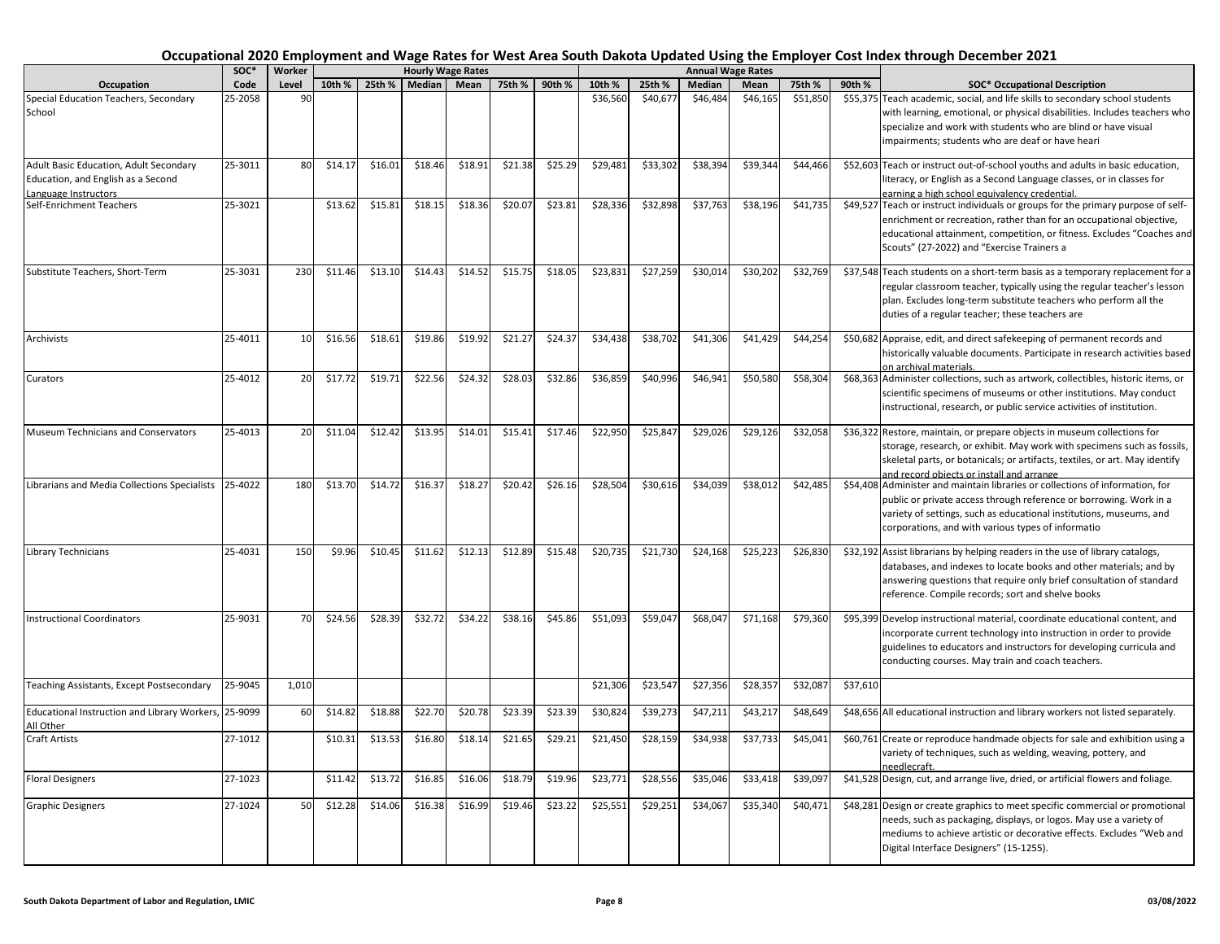# Occupational 2020 Employment and Wage Rates for West Area South Dakota Updated Using the Employer Cost Index through December 2021

| Occupation | SOC* Code | Worker Level | Hourly Wage Rates 10th % | 25th % | Median | Mean | 75th % | 90th % | Annual Wage Rates 10th % | 25th % | Median | Mean | 75th % | 90th % | SOC* Occupational Description |
|---|---|---|---|---|---|---|---|---|---|---|---|---|---|---|---|
| Special Education Teachers, Secondary School | 25-2058 | 90 | | | | | | | $36,560 | $40,677 | $46,484 | $46,165 | $51,850 | $55,375 | Teach academic, social, and life skills to secondary school students with learning, emotional, or physical disabilities. Includes teachers who specialize and work with students who are blind or have visual impairments; students who are deaf or have heari |
| Adult Basic Education, Adult Secondary Education, and English as a Second Language Instructors | 25-3011 | 80 | $14.17 | $16.01 | $18.46 | $18.91 | $21.38 | $25.29 | $29,481 | $33,302 | $38,394 | $39,344 | $44,466 | $52,603 | Teach or instruct out-of-school youths and adults in basic education, literacy, or English as a Second Language classes, or in classes for earning a high school equivalency credential. |
| Self-Enrichment Teachers | 25-3021 | | $13.62 | $15.81 | $18.15 | $18.36 | $20.07 | $23.81 | $28,336 | $32,898 | $37,763 | $38,196 | $41,735 | $49,527 | Teach or instruct individuals or groups for the primary purpose of self-enrichment or recreation, rather than for an occupational objective, educational attainment, competition, or fitness. Excludes "Coaches and Scouts" (27-2022) and "Exercise Trainers a |
| Substitute Teachers, Short-Term | 25-3031 | 230 | $11.46 | $13.10 | $14.43 | $14.52 | $15.75 | $18.05 | $23,831 | $27,259 | $30,014 | $30,202 | $32,769 | $37,548 | Teach students on a short-term basis as a temporary replacement for a regular classroom teacher, typically using the regular teacher's lesson plan. Excludes long-term substitute teachers who perform all the duties of a regular teacher; these teachers are |
| Archivists | 25-4011 | 10 | $16.56 | $18.61 | $19.86 | $19.92 | $21.27 | $24.37 | $34,438 | $38,702 | $41,306 | $41,429 | $44,254 | $50,682 | Appraise, edit, and direct safekeeping of permanent records and historically valuable documents. Participate in research activities based on archival materials. |
| Curators | 25-4012 | 20 | $17.72 | $19.71 | $22.56 | $24.32 | $28.03 | $32.86 | $36,859 | $40,996 | $46,941 | $50,580 | $58,304 | $68,363 | Administer collections, such as artwork, collectibles, historic items, or scientific specimens of museums or other institutions. May conduct instructional, research, or public service activities of institution. |
| Museum Technicians and Conservators | 25-4013 | 20 | $11.04 | $12.42 | $13.95 | $14.01 | $15.41 | $17.46 | $22,950 | $25,847 | $29,026 | $29,126 | $32,058 | $36,322 | Restore, maintain, or prepare objects in museum collections for storage, research, or exhibit. May work with specimens such as fossils, skeletal parts, or botanicals; or artifacts, textiles, or art. May identify and record objects or install and arrange |
| Librarians and Media Collections Specialists | 25-4022 | 180 | $13.70 | $14.72 | $16.37 | $18.27 | $20.42 | $26.16 | $28,504 | $30,616 | $34,039 | $38,012 | $42,485 | $54,408 | Administer and maintain libraries or collections of information, for public or private access through reference or borrowing. Work in a variety of settings, such as educational institutions, museums, and corporations, and with various types of informatio |
| Library Technicians | 25-4031 | 150 | $9.96 | $10.45 | $11.62 | $12.13 | $12.89 | $15.48 | $20,735 | $21,730 | $24,168 | $25,223 | $26,830 | $32,192 | Assist librarians by helping readers in the use of library catalogs, databases, and indexes to locate books and other materials; and by answering questions that require only brief consultation of standard reference. Compile records; sort and shelve books |
| Instructional Coordinators | 25-9031 | 70 | $24.56 | $28.39 | $32.72 | $34.22 | $38.16 | $45.86 | $51,093 | $59,047 | $68,047 | $71,168 | $79,360 | $95,399 | Develop instructional material, coordinate educational content, and incorporate current technology into instruction in order to provide guidelines to educators and instructors for developing curricula and conducting courses. May train and coach teachers. |
| Teaching Assistants, Except Postsecondary | 25-9045 | 1,010 | | | | | | | $21,306 | $23,547 | $27,356 | $28,357 | $32,087 | $37,610 | |
| Educational Instruction and Library Workers, All Other | 25-9099 | 60 | $14.82 | $18.88 | $22.70 | $20.78 | $23.39 | $23.39 | $30,824 | $39,273 | $47,211 | $43,217 | $48,649 | $48,656 | All educational instruction and library workers not listed separately. |
| Craft Artists | 27-1012 | | $10.31 | $13.53 | $16.80 | $18.14 | $21.65 | $29.21 | $21,450 | $28,159 | $34,938 | $37,733 | $45,041 | $60,761 | Create or reproduce handmade objects for sale and exhibition using a variety of techniques, such as welding, weaving, pottery, and needlecraft. |
| Floral Designers | 27-1023 | | $11.42 | $13.72 | $16.85 | $16.06 | $18.79 | $19.96 | $23,771 | $28,556 | $35,046 | $33,418 | $39,097 | $41,528 | Design, cut, and arrange live, dried, or artificial flowers and foliage. |
| Graphic Designers | 27-1024 | 50 | $12.28 | $14.06 | $16.38 | $16.99 | $19.46 | $23.22 | $25,551 | $29,251 | $34,067 | $35,340 | $40,471 | $48,281 | Design or create graphics to meet specific commercial or promotional needs, such as packaging, displays, or logos. May use a variety of mediums to achieve artistic or decorative effects. Excludes "Web and Digital Interface Designers" (15-1255). |

South Dakota Department of Labor and Regulation, LMIC — 03/08/2022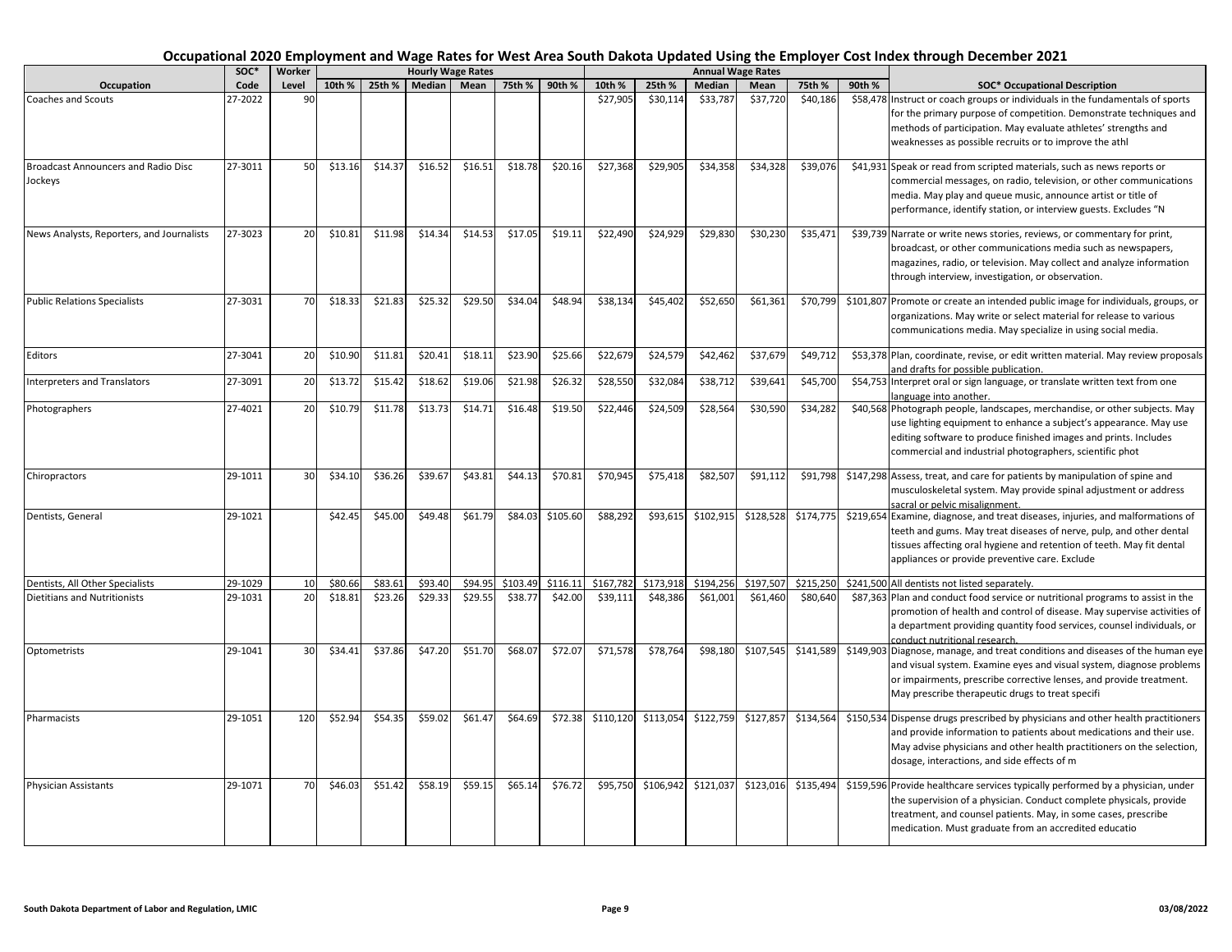# Occupational 2020 Employment and Wage Rates for West Area South Dakota Updated Using the Employer Cost Index through December 2021

| Occupation | SOC* Code | Worker Level | Hourly Wage Rates 10th % | 25th % | Median | Mean | 75th % | 90th % | Annual Wage Rates 10th % | 25th % | Median | Mean | 75th % | 90th % | SOC* Occupational Description |
|---|---|---|---|---|---|---|---|---|---|---|---|---|---|---|---|
| Coaches and Scouts | 27-2022 | 90 | | | | | | | $27,905 | $30,114 | $33,787 | $37,720 | $40,186 | $58,478 | Instruct or coach groups or individuals in the fundamentals of sports for the primary purpose of competition. Demonstrate techniques and methods of participation. May evaluate athletes' strengths and weaknesses as possible recruits or to improve the athl |
| Broadcast Announcers and Radio Disc Jockeys | 27-3011 | 50 | $13.16 | $14.37 | $16.52 | $16.51 | $18.78 | $20.16 | $27,368 | $29,905 | $34,358 | $34,328 | $39,076 | $41,931 | Speak or read from scripted materials, such as news reports or commercial messages, on radio, television, or other communications media. May play and queue music, announce artist or title of performance, identify station, or interview guests. Excludes "N |
| News Analysts, Reporters, and Journalists | 27-3023 | 20 | $10.81 | $11.98 | $14.34 | $14.53 | $17.05 | $19.11 | $22,490 | $24,929 | $29,830 | $30,230 | $35,471 | $39,739 | Narrate or write news stories, reviews, or commentary for print, broadcast, or other communications media such as newspapers, magazines, radio, or television. May collect and analyze information through interview, investigation, or observation. |
| Public Relations Specialists | 27-3031 | 70 | $18.33 | $21.83 | $25.32 | $29.50 | $34.04 | $48.94 | $38,134 | $45,402 | $52,650 | $61,361 | $70,799 | $101,807 | Promote or create an intended public image for individuals, groups, or organizations. May write or select material for release to various communications media. May specialize in using social media. |
| Editors | 27-3041 | 20 | $10.90 | $11.81 | $20.41 | $18.11 | $23.90 | $25.66 | $22,679 | $24,579 | $42,462 | $37,679 | $49,712 | $53,378 | Plan, coordinate, revise, or edit written material. May review proposals and drafts for possible publication. |
| Interpreters and Translators | 27-3091 | 20 | $13.72 | $15.42 | $18.62 | $19.06 | $21.98 | $26.32 | $28,550 | $32,084 | $38,712 | $39,641 | $45,700 | $54,753 | Interpret oral or sign language, or translate written text from one language into another. |
| Photographers | 27-4021 | 20 | $10.79 | $11.78 | $13.73 | $14.71 | $16.48 | $19.50 | $22,446 | $24,509 | $28,564 | $30,590 | $34,282 | $40,568 | Photograph people, landscapes, merchandise, or other subjects. May use lighting equipment to enhance a subject's appearance. May use editing software to produce finished images and prints. Includes commercial and industrial photographers, scientific phot |
| Chiropractors | 29-1011 | 30 | $34.10 | $36.26 | $39.67 | $43.81 | $44.13 | $70.81 | $70,945 | $75,418 | $82,507 | $91,112 | $91,798 | $147,298 | Assess, treat, and care for patients by manipulation of spine and musculoskeletal system. May provide spinal adjustment or address sacral or pelvic misalignment. |
| Dentists, General | 29-1021 | | $42.45 | $45.00 | $49.48 | $61.79 | $84.03 | $105.60 | $88,292 | $93,615 | $102,915 | $128,528 | $174,775 | $219,654 | Examine, diagnose, and treat diseases, injuries, and malformations of teeth and gums. May treat diseases of nerve, pulp, and other dental tissues affecting oral hygiene and retention of teeth. May fit dental appliances or provide preventive care. Exclude |
| Dentists, All Other Specialists | 29-1029 | 10 | $80.66 | $83.61 | $93.40 | $94.95 | $103.49 | $116.11 | $167,782 | $173,918 | $194,256 | $197,507 | $215,250 | $241,500 | All dentists not listed separately. |
| Dietitians and Nutritionists | 29-1031 | 20 | $18.81 | $23.26 | $29.33 | $29.55 | $38.77 | $42.00 | $39,111 | $48,386 | $61,001 | $61,460 | $80,640 | $87,363 | Plan and conduct food service or nutritional programs to assist in the promotion of health and control of disease. May supervise activities of a department providing quantity food services, counsel individuals, or conduct nutritional research. |
| Optometrists | 29-1041 | 30 | $34.41 | $37.86 | $47.20 | $51.70 | $68.07 | $72.07 | $71,578 | $78,764 | $98,180 | $107,545 | $141,589 | $149,903 | Diagnose, manage, and treat conditions and diseases of the human eye and visual system. Examine eyes and visual system, diagnose problems or impairments, prescribe corrective lenses, and provide treatment. May prescribe therapeutic drugs to treat specifi |
| Pharmacists | 29-1051 | 120 | $52.94 | $54.35 | $59.02 | $61.47 | $64.69 | $72.38 | $110,120 | $113,054 | $122,759 | $127,857 | $134,564 | $150,534 | Dispense drugs prescribed by physicians and other health practitioners and provide information to patients about medications and their use. May advise physicians and other health practitioners on the selection, dosage, interactions, and side effects of m |
| Physician Assistants | 29-1071 | 70 | $46.03 | $51.42 | $58.19 | $59.15 | $65.14 | $76.72 | $95,750 | $106,942 | $121,037 | $123,016 | $135,494 | $159,596 | Provide healthcare services typically performed by a physician, under the supervision of a physician. Conduct complete physicals, provide treatment, and counsel patients. May, in some cases, prescribe medication. Must graduate from an accredited educatio |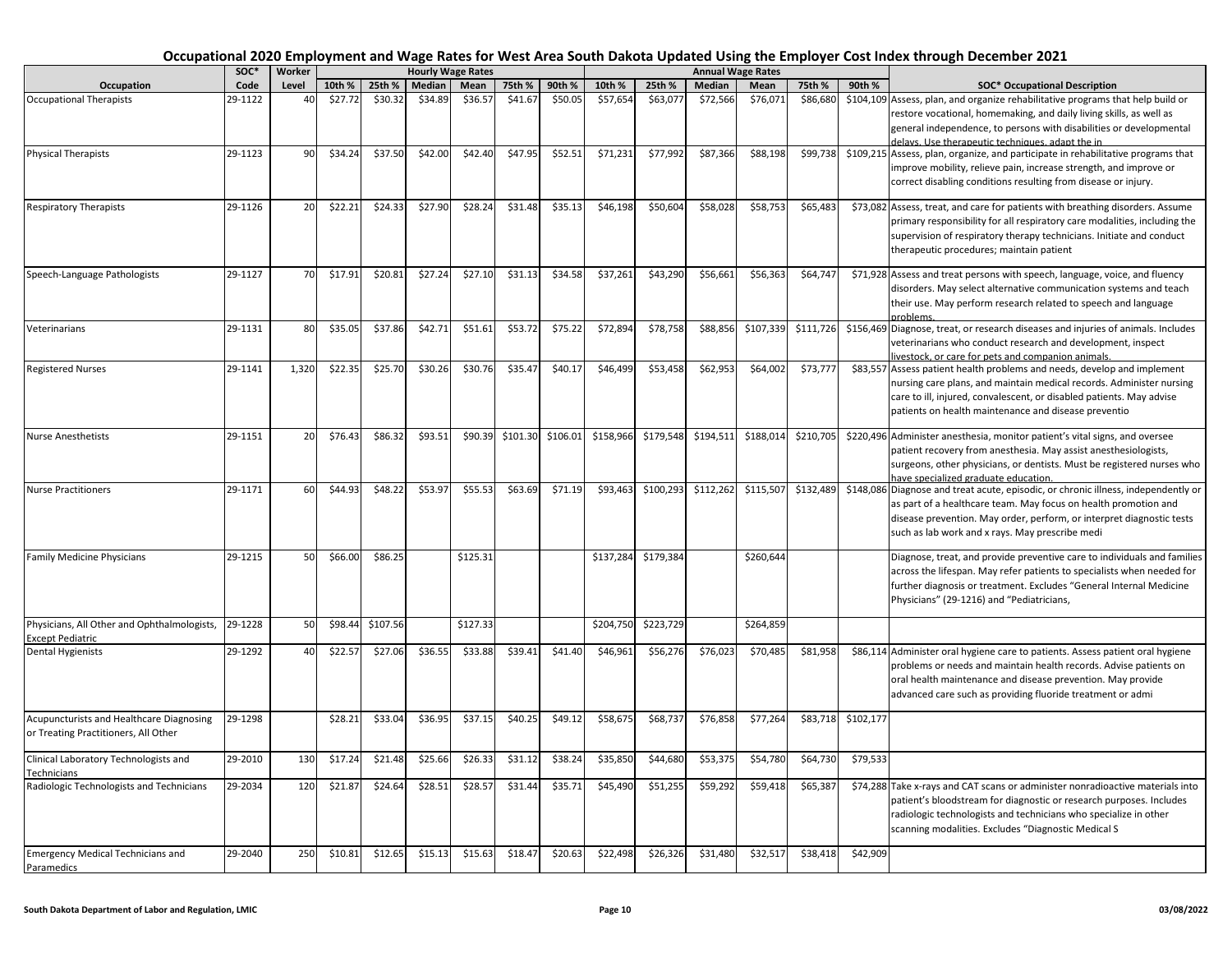# Occupational 2020 Employment and Wage Rates for West Area South Dakota Updated Using the Employer Cost Index through December 2021

| Occupation | SOC* Code | Worker Level | Hourly 10th % | Hourly 25th % | Hourly Median | Hourly Mean | Hourly 75th % | Hourly 90th % | Annual 10th % | Annual 25th % | Annual Median | Annual Mean | Annual 75th % | Annual 90th % | SOC* Occupational Description |
|---|---|---|---|---|---|---|---|---|---|---|---|---|---|---|---|
| Occupational Therapists | 29-1122 | 40 | $27.72 | $30.32 | $34.89 | $36.57 | $41.67 | $50.05 | $57,654 | $63,077 | $72,566 | $76,071 | $86,680 | $104,109 | Assess, plan, and organize rehabilitative programs that help build or restore vocational, homemaking, and daily living skills, as well as general independence, to persons with disabilities or developmental delays. Use therapeutic techniques, adapt the in |
| Physical Therapists | 29-1123 | 90 | $34.24 | $37.50 | $42.00 | $42.40 | $47.95 | $52.51 | $71,231 | $77,992 | $87,366 | $88,198 | $99,738 | $109,215 | Assess, plan, organize, and participate in rehabilitative programs that improve mobility, relieve pain, increase strength, and improve or correct disabling conditions resulting from disease or injury. |
| Respiratory Therapists | 29-1126 | 20 | $22.21 | $24.33 | $27.90 | $28.24 | $31.48 | $35.13 | $46,198 | $50,604 | $58,028 | $58,753 | $65,483 | $73,082 | Assess, treat, and care for patients with breathing disorders. Assume primary responsibility for all respiratory care modalities, including the supervision of respiratory therapy technicians. Initiate and conduct therapeutic procedures; maintain patient |
| Speech-Language Pathologists | 29-1127 | 70 | $17.91 | $20.81 | $27.24 | $27.10 | $31.13 | $34.58 | $37,261 | $43,290 | $56,661 | $56,363 | $64,747 | $71,928 | Assess and treat persons with speech, language, voice, and fluency disorders. May select alternative communication systems and teach their use. May perform research related to speech and language problems. |
| Veterinarians | 29-1131 | 80 | $35.05 | $37.86 | $42.71 | $51.61 | $53.72 | $75.22 | $72,894 | $78,758 | $88,856 | $107,339 | $111,726 | $156,469 | Diagnose, treat, or research diseases and injuries of animals. Includes veterinarians who conduct research and development, inspect livestock, or care for pets and companion animals. |
| Registered Nurses | 29-1141 | 1,320 | $22.35 | $25.70 | $30.26 | $30.76 | $35.47 | $40.17 | $46,499 | $53,458 | $62,953 | $64,002 | $73,777 | $83,557 | Assess patient health problems and needs, develop and implement nursing care plans, and maintain medical records. Administer nursing care to ill, injured, convalescent, or disabled patients. May advise patients on health maintenance and disease preventio |
| Nurse Anesthetists | 29-1151 | 20 | $76.43 | $86.32 | $93.51 | $90.39 | $101.30 | $106.01 | $158,966 | $179,548 | $194,511 | $188,014 | $210,705 | $220,496 | Administer anesthesia, monitor patient's vital signs, and oversee patient recovery from anesthesia. May assist anesthesiologists, surgeons, other physicians, or dentists. Must be registered nurses who have specialized graduate education. |
| Nurse Practitioners | 29-1171 | 60 | $44.93 | $48.22 | $53.97 | $55.53 | $63.69 | $71.19 | $93,463 | $100,293 | $112,262 | $115,507 | $132,489 | $148,086 | Diagnose and treat acute, episodic, or chronic illness, independently or as part of a healthcare team. May focus on health promotion and disease prevention. May order, perform, or interpret diagnostic tests such as lab work and x rays. May prescribe medi |
| Family Medicine Physicians | 29-1215 | 50 | $66.00 | $86.25 | | $125.31 | | | $137,284 | $179,384 | | $260,644 | | | Diagnose, treat, and provide preventive care to individuals and families across the lifespan. May refer patients to specialists when needed for further diagnosis or treatment. Excludes "General Internal Medicine Physicians" (29-1216) and "Pediatricians, |
| Physicians, All Other and Ophthalmologists, Except Pediatric | 29-1228 | 50 | $98.44 | $107.56 | | $127.33 | | | $204,750 | $223,729 | | $264,859 | | | |
| Dental Hygienists | 29-1292 | 40 | $22.57 | $27.06 | $36.55 | $33.88 | $39.41 | $41.40 | $46,961 | $56,276 | $76,023 | $70,485 | $81,958 | $86,114 | Administer oral hygiene care to patients. Assess patient oral hygiene problems or needs and maintain health records. Advise patients on oral health maintenance and disease prevention. May provide advanced care such as providing fluoride treatment or admi |
| Acupuncturists and Healthcare Diagnosing or Treating Practitioners, All Other | 29-1298 | | $28.21 | $33.04 | $36.95 | $37.15 | $40.25 | $49.12 | $58,675 | $68,737 | $76,858 | $77,264 | $83,718 | $102,177 | |
| Clinical Laboratory Technologists and Technicians | 29-2010 | 130 | $17.24 | $21.48 | $25.66 | $26.33 | $31.12 | $38.24 | $35,850 | $44,680 | $53,375 | $54,780 | $64,730 | $79,533 | |
| Radiologic Technologists and Technicians | 29-2034 | 120 | $21.87 | $24.64 | $28.51 | $28.57 | $31.44 | $35.71 | $45,490 | $51,255 | $59,292 | $59,418 | $65,387 | $74,288 | Take x-rays and CAT scans or administer nonradioactive materials into patient's bloodstream for diagnostic or research purposes. Includes radiologic technologists and technicians who specialize in other scanning modalities. Excludes "Diagnostic Medical S |
| Emergency Medical Technicians and Paramedics | 29-2040 | 250 | $10.81 | $12.65 | $15.13 | $15.63 | $18.47 | $20.63 | $22,498 | $26,326 | $31,480 | $32,517 | $38,418 | $42,909 | |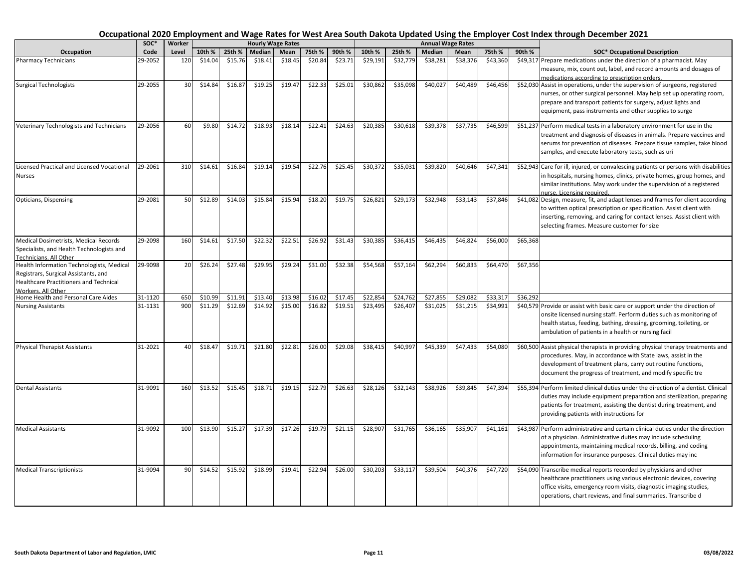# Occupational 2020 Employment and Wage Rates for West Area South Dakota Updated Using the Employer Cost Index through December 2021

| Occupation | SOC* Code | Worker Level | Hourly 10th % | Hourly 25th % | Hourly Median | Hourly Mean | Hourly 75th % | Hourly 90th % | Annual 10th % | Annual 25th % | Annual Median | Annual Mean | Annual 75th % | Annual 90th % | SOC* Occupational Description |
|---|---|---|---|---|---|---|---|---|---|---|---|---|---|---|---|
| Pharmacy Technicians | 29-2052 | 120 | $14.04 | $15.76 | $18.41 | $18.45 | $20.84 | $23.71 | $29,191 | $32,779 | $38,281 | $38,376 | $43,360 | $49,317 | Prepare medications under the direction of a pharmacist. May measure, mix, count out, label, and record amounts and dosages of medications according to prescription orders. |
| Surgical Technologists | 29-2055 | 30 | $14.84 | $16.87 | $19.25 | $19.47 | $22.33 | $25.01 | $30,862 | $35,098 | $40,027 | $40,489 | $46,456 | $52,030 | Assist in operations, under the supervision of surgeons, registered nurses, or other surgical personnel. May help set up operating room, prepare and transport patients for surgery, adjust lights and equipment, pass instruments and other supplies to surge |
| Veterinary Technologists and Technicians | 29-2056 | 60 | $9.80 | $14.72 | $18.93 | $18.14 | $22.41 | $24.63 | $20,385 | $30,618 | $39,378 | $37,735 | $46,599 | $51,237 | Perform medical tests in a laboratory environment for use in the treatment and diagnosis of diseases in animals. Prepare vaccines and serums for prevention of diseases. Prepare tissue samples, take blood samples, and execute laboratory tests, such as uri |
| Licensed Practical and Licensed Vocational Nurses | 29-2061 | 310 | $14.61 | $16.84 | $19.14 | $19.54 | $22.76 | $25.45 | $30,372 | $35,031 | $39,820 | $40,646 | $47,341 | $52,943 | Care for ill, injured, or convalescing patients or persons with disabilities in hospitals, nursing homes, clinics, private homes, group homes, and similar institutions. May work under the supervision of a registered nurse. Licensing required. |
| Opticians, Dispensing | 29-2081 | 50 | $12.89 | $14.03 | $15.84 | $15.94 | $18.20 | $19.75 | $26,821 | $29,173 | $32,948 | $33,143 | $37,846 | $41,082 | Design, measure, fit, and adapt lenses and frames for client according to written optical prescription or specification. Assist client with inserting, removing, and caring for contact lenses. Assist client with selecting frames. Measure customer for size |
| Medical Dosimetrists, Medical Records Specialists, and Health Technologists and Technicians, All Other | 29-2098 | 160 | $14.61 | $17.50 | $22.32 | $22.51 | $26.92 | $31.43 | $30,385 | $36,415 | $46,435 | $46,824 | $56,000 | $65,368 | |
| Health Information Technologists, Medical Registrars, Surgical Assistants, and Healthcare Practitioners and Technical Workers, All Other | 29-9098 | 20 | $26.24 | $27.48 | $29.95 | $29.24 | $31.00 | $32.38 | $54,568 | $57,164 | $62,294 | $60,833 | $64,470 | $67,356 | |
| Home Health and Personal Care Aides | 31-1120 | 650 | $10.99 | $11.91 | $13.40 | $13.98 | $16.02 | $17.45 | $22,854 | $24,762 | $27,855 | $29,082 | $33,317 | $36,292 | |
| Nursing Assistants | 31-1131 | 900 | $11.29 | $12.69 | $14.92 | $15.00 | $16.82 | $19.51 | $23,495 | $26,407 | $31,025 | $31,215 | $34,991 | $40,579 | Provide or assist with basic care or support under the direction of onsite licensed nursing staff. Perform duties such as monitoring of health status, feeding, bathing, dressing, grooming, toileting, or ambulation of patients in a health or nursing facil |
| Physical Therapist Assistants | 31-2021 | 40 | $18.47 | $19.71 | $21.80 | $22.81 | $26.00 | $29.08 | $38,415 | $40,997 | $45,339 | $47,433 | $54,080 | $60,500 | Assist physical therapists in providing physical therapy treatments and procedures. May, in accordance with State laws, assist in the development of treatment plans, carry out routine functions, document the progress of treatment, and modify specific tre |
| Dental Assistants | 31-9091 | 160 | $13.52 | $15.45 | $18.71 | $19.15 | $22.79 | $26.63 | $28,126 | $32,143 | $38,926 | $39,845 | $47,394 | $55,394 | Perform limited clinical duties under the direction of a dentist. Clinical duties may include equipment preparation and sterilization, preparing patients for treatment, assisting the dentist during treatment, and providing patients with instructions for |
| Medical Assistants | 31-9092 | 100 | $13.90 | $15.27 | $17.39 | $17.26 | $19.79 | $21.15 | $28,907 | $31,765 | $36,165 | $35,907 | $41,161 | $43,987 | Perform administrative and certain clinical duties under the direction of a physician. Administrative duties may include scheduling appointments, maintaining medical records, billing, and coding information for insurance purposes. Clinical duties may inc |
| Medical Transcriptionists | 31-9094 | 90 | $14.52 | $15.92 | $18.99 | $19.41 | $22.94 | $26.00 | $30,203 | $33,117 | $39,504 | $40,376 | $47,720 | $54,090 | Transcribe medical reports recorded by physicians and other healthcare practitioners using various electronic devices, covering office visits, emergency room visits, diagnostic imaging studies, operations, chart reviews, and final summaries. Transcribe d |

South Dakota Department of Labor and Regulation, LMIC

03/08/2022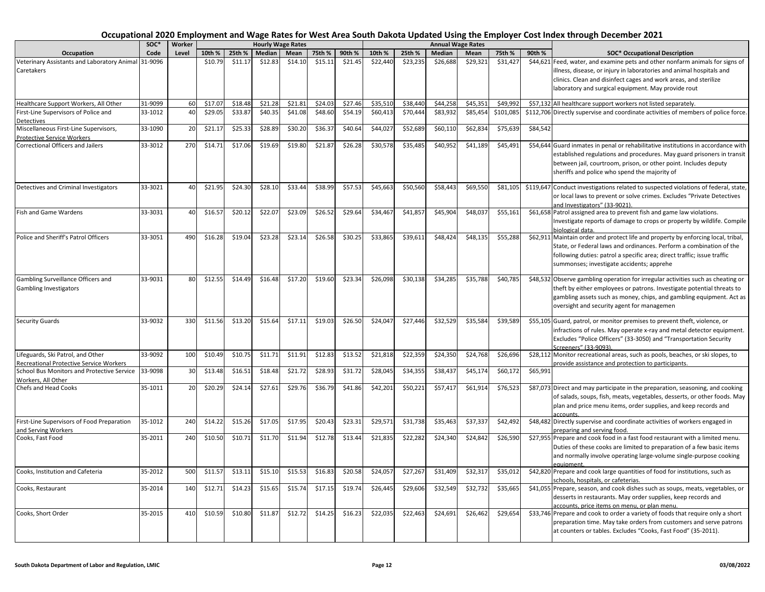# Occupational 2020 Employment and Wage Rates for West Area South Dakota Updated Using the Employer Cost Index through December 2021

| Occupation | SOC* Code | Worker Level | Hourly Wage Rates | | | | | | Annual Wage Rates | | | | | | SOC* Occupational Description |
|---|---|---|---|---|---|---|---|---|---|---|---|---|---|---|---|
| | | | 10th % | 25th % | Median | Mean | 75th % | 90th % | 10th % | 25th % | Median | Mean | 75th % | 90th % | |
| Veterinary Assistants and Laboratory Animal Caretakers | 31-9096 | | $10.79 | $11.17 | $12.83 | $14.10 | $15.11 | $21.45 | $22,440 | $23,235 | $26,688 | $29,321 | $31,427 | $44,621 | Feed, water, and examine pets and other nonfarm animals for signs of illness, disease, or injury in laboratories and animal hospitals and clinics. Clean and disinfect cages and work areas, and sterilize laboratory and surgical equipment. May provide rout |
| Healthcare Support Workers, All Other | 31-9099 | 60 | $17.07 | $18.48 | $21.28 | $21.81 | $24.03 | $27.46 | $35,510 | $38,440 | $44,258 | $45,351 | $49,992 | $57,132 | All healthcare support workers not listed separately. |
| First-Line Supervisors of Police and Detectives | 33-1012 | 40 | $29.05 | $33.87 | $40.35 | $41.08 | $48.60 | $54.19 | $60,413 | $70,444 | $83,932 | $85,454 | $101,085 | $112,706 | Directly supervise and coordinate activities of members of police force. |
| Miscellaneous First-Line Supervisors, Protective Service Workers | 33-1090 | 20 | $21.17 | $25.33 | $28.89 | $30.20 | $36.37 | $40.64 | $44,027 | $52,689 | $60,110 | $62,834 | $75,639 | $84,542 | |
| Correctional Officers and Jailers | 33-3012 | 270 | $14.71 | $17.06 | $19.69 | $19.80 | $21.87 | $26.28 | $30,578 | $35,485 | $40,952 | $41,189 | $45,491 | $54,644 | Guard inmates in penal or rehabilitative institutions in accordance with established regulations and procedures. May guard prisoners in transit between jail, courtroom, prison, or other point. Includes deputy sheriffs and police who spend the majority of |
| Detectives and Criminal Investigators | 33-3021 | 40 | $21.95 | $24.30 | $28.10 | $33.44 | $38.99 | $57.53 | $45,663 | $50,560 | $58,443 | $69,550 | $81,105 | $119,647 | Conduct investigations related to suspected violations of federal, state, or local laws to prevent or solve crimes. Excludes "Private Detectives and Investigators" (33-9021). |
| Fish and Game Wardens | 33-3031 | 40 | $16.57 | $20.12 | $22.07 | $23.09 | $26.52 | $29.64 | $34,467 | $41,857 | $45,904 | $48,037 | $55,161 | $61,658 | Patrol assigned area to prevent fish and game law violations. Investigate reports of damage to crops or property by wildlife. Compile biological data. |
| Police and Sheriff's Patrol Officers | 33-3051 | 490 | $16.28 | $19.04 | $23.28 | $23.14 | $26.58 | $30.25 | $33,865 | $39,611 | $48,424 | $48,135 | $55,288 | $62,911 | Maintain order and protect life and property by enforcing local, tribal, State, or Federal laws and ordinances. Perform a combination of the following duties: patrol a specific area; direct traffic; issue traffic summonses; investigate accidents; apprehe |
| Gambling Surveillance Officers and Gambling Investigators | 33-9031 | 80 | $12.55 | $14.49 | $16.48 | $17.20 | $19.60 | $23.34 | $26,098 | $30,138 | $34,285 | $35,788 | $40,785 | $48,532 | Observe gambling operation for irregular activities such as cheating or theft by either employees or patrons. Investigate potential threats to gambling assets such as money, chips, and gambling equipment. Act as oversight and security agent for managemen |
| Security Guards | 33-9032 | 330 | $11.56 | $13.20 | $15.64 | $17.11 | $19.03 | $26.50 | $24,047 | $27,446 | $32,529 | $35,584 | $39,589 | $55,105 | Guard, patrol, or monitor premises to prevent theft, violence, or infractions of rules. May operate x-ray and metal detector equipment. Excludes "Police Officers" (33-3050) and "Transportation Security Screeners" (33-9093). |
| Lifeguards, Ski Patrol, and Other Recreational Protective Service Workers | 33-9092 | 100 | $10.49 | $10.75 | $11.71 | $11.91 | $12.83 | $13.52 | $21,818 | $22,359 | $24,350 | $24,768 | $26,696 | $28,112 | Monitor recreational areas, such as pools, beaches, or ski slopes, to provide assistance and protection to participants. |
| School Bus Monitors and Protective Service Workers, All Other | 33-9098 | 30 | $13.48 | $16.51 | $18.48 | $21.72 | $28.93 | $31.72 | $28,045 | $34,355 | $38,437 | $45,174 | $60,172 | $65,991 | |
| Chefs and Head Cooks | 35-1011 | 20 | $20.29 | $24.14 | $27.61 | $29.76 | $36.79 | $41.86 | $42,201 | $50,221 | $57,417 | $61,914 | $76,523 | $87,073 | Direct and may participate in the preparation, seasoning, and cooking of salads, soups, fish, meats, vegetables, desserts, or other foods. May plan and price menu items, order supplies, and keep records and accounts. |
| First-Line Supervisors of Food Preparation and Serving Workers | 35-1012 | 240 | $14.22 | $15.26 | $17.05 | $17.95 | $20.43 | $23.31 | $29,571 | $31,738 | $35,463 | $37,337 | $42,492 | $48,482 | Directly supervise and coordinate activities of workers engaged in preparing and serving food. |
| Cooks, Fast Food | 35-2011 | 240 | $10.50 | $10.71 | $11.70 | $11.94 | $12.78 | $13.44 | $21,835 | $22,282 | $24,340 | $24,842 | $26,590 | $27,955 | Prepare and cook food in a fast food restaurant with a limited menu. Duties of these cooks are limited to preparation of a few basic items and normally involve operating large-volume single-purpose cooking equipment. |
| Cooks, Institution and Cafeteria | 35-2012 | 500 | $11.57 | $13.11 | $15.10 | $15.53 | $16.83 | $20.58 | $24,057 | $27,267 | $31,409 | $32,317 | $35,012 | $42,820 | Prepare and cook large quantities of food for institutions, such as schools, hospitals, or cafeterias. |
| Cooks, Restaurant | 35-2014 | 140 | $12.71 | $14.23 | $15.65 | $15.74 | $17.15 | $19.74 | $26,445 | $29,606 | $32,549 | $32,732 | $35,665 | $41,055 | Prepare, season, and cook dishes such as soups, meats, vegetables, or desserts in restaurants. May order supplies, keep records and accounts, price items on menu, or plan menu. |
| Cooks, Short Order | 35-2015 | 410 | $10.59 | $10.80 | $11.87 | $12.72 | $14.25 | $16.23 | $22,035 | $22,463 | $24,691 | $26,462 | $29,654 | $33,746 | Prepare and cook to order a variety of foods that require only a short preparation time. May take orders from customers and serve patrons at counters or tables. Excludes "Cooks, Fast Food" (35-2011). |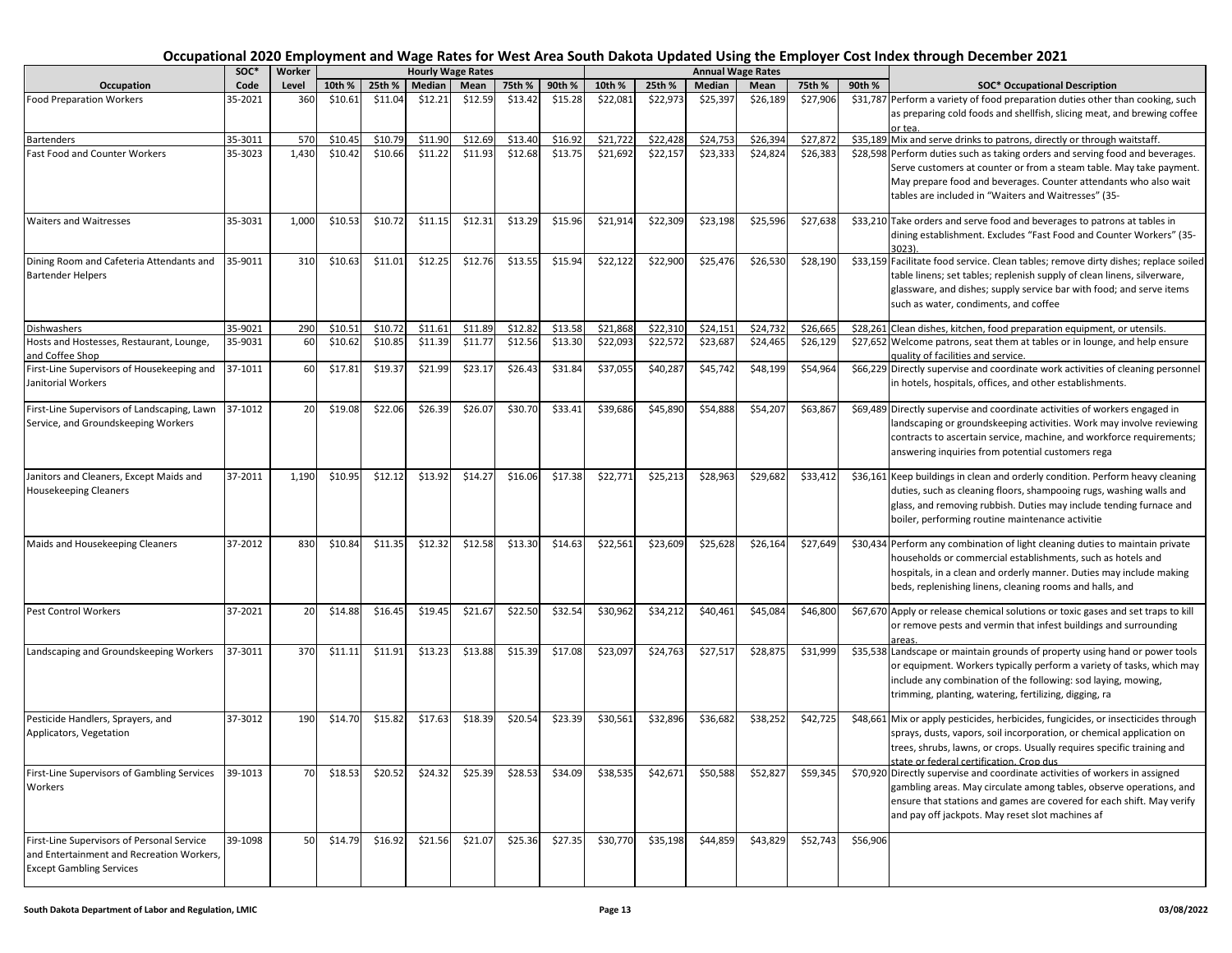# Occupational 2020 Employment and Wage Rates for West Area South Dakota Updated Using the Employer Cost Index through December 2021

| Occupation | SOC* Code | Worker Level | Hourly Wage Rates 10th % | 25th % | Median | Mean | 75th % | 90th % | Annual Wage Rates 10th % | 25th % | Median | Mean | 75th % | 90th % | SOC* Occupational Description |
|---|---|---|---|---|---|---|---|---|---|---|---|---|---|---|---|
| Food Preparation Workers | 35-2021 | 360 | $10.61 | $11.04 | $12.21 | $12.59 | $13.42 | $15.28 | $22,081 | $22,973 | $25,397 | $26,189 | $27,906 | $31,787 | Perform a variety of food preparation duties other than cooking, such as preparing cold foods and shellfish, slicing meat, and brewing coffee or tea. |
| Bartenders | 35-3011 | 570 | $10.45 | $10.79 | $11.90 | $12.69 | $13.40 | $16.92 | $21,722 | $22,428 | $24,753 | $26,394 | $27,872 | $35,189 | Mix and serve drinks to patrons, directly or through waitstaff. |
| Fast Food and Counter Workers | 35-3023 | 1,430 | $10.42 | $10.66 | $11.22 | $11.93 | $12.68 | $13.75 | $21,692 | $22,157 | $23,333 | $24,824 | $26,383 | $28,598 | Perform duties such as taking orders and serving food and beverages. Serve customers at counter or from a steam table. May take payment. May prepare food and beverages. Counter attendants who also wait tables are included in "Waiters and Waitresses" (35- |
| Waiters and Waitresses | 35-3031 | 1,000 | $10.53 | $10.72 | $11.15 | $12.31 | $13.29 | $15.96 | $21,914 | $22,309 | $23,198 | $25,596 | $27,638 | $33,210 | Take orders and serve food and beverages to patrons at tables in dining establishment. Excludes "Fast Food and Counter Workers" (35-3023). |
| Dining Room and Cafeteria Attendants and Bartender Helpers | 35-9011 | 310 | $10.63 | $11.01 | $12.25 | $12.76 | $13.55 | $15.94 | $22,122 | $22,900 | $25,476 | $26,530 | $28,190 | $33,159 | Facilitate food service. Clean tables; remove dirty dishes; replace soiled table linens; set tables; replenish supply of clean linens, silverware, glassware, and dishes; supply service bar with food; and serve items such as water, condiments, and coffee |
| Dishwashers | 35-9021 | 290 | $10.51 | $10.72 | $11.61 | $11.89 | $12.82 | $13.58 | $21,868 | $22,310 | $24,151 | $24,732 | $26,665 | $28,261 | Clean dishes, kitchen, food preparation equipment, or utensils. |
| Hosts and Hostesses, Restaurant, Lounge, and Coffee Shop | 35-9031 | 60 | $10.62 | $10.85 | $11.39 | $11.77 | $12.56 | $13.30 | $22,093 | $22,572 | $23,687 | $24,465 | $26,129 | $27,652 | Welcome patrons, seat them at tables or in lounge, and help ensure quality of facilities and service. |
| First-Line Supervisors of Housekeeping and Janitorial Workers | 37-1011 | 60 | $17.81 | $19.37 | $21.99 | $23.17 | $26.43 | $31.84 | $37,055 | $40,287 | $45,742 | $48,199 | $54,964 | $66,229 | Directly supervise and coordinate work activities of cleaning personnel in hotels, hospitals, offices, and other establishments. |
| First-Line Supervisors of Landscaping, Lawn Service, and Groundskeeping Workers | 37-1012 | 20 | $19.08 | $22.06 | $26.39 | $26.07 | $30.70 | $33.41 | $39,686 | $45,890 | $54,888 | $54,207 | $63,867 | $69,489 | Directly supervise and coordinate activities of workers engaged in landscaping or groundskeeping activities. Work may involve reviewing contracts to ascertain service, machine, and workforce requirements; answering inquiries from potential customers rega |
| Janitors and Cleaners, Except Maids and Housekeeping Cleaners | 37-2011 | 1,190 | $10.95 | $12.12 | $13.92 | $14.27 | $16.06 | $17.38 | $22,771 | $25,213 | $28,963 | $29,682 | $33,412 | $36,161 | Keep buildings in clean and orderly condition. Perform heavy cleaning duties, such as cleaning floors, shampooing rugs, washing walls and glass, and removing rubbish. Duties may include tending furnace and boiler, performing routine maintenance activitie |
| Maids and Housekeeping Cleaners | 37-2012 | 830 | $10.84 | $11.35 | $12.32 | $12.58 | $13.30 | $14.63 | $22,561 | $23,609 | $25,628 | $26,164 | $27,649 | $30,434 | Perform any combination of light cleaning duties to maintain private households or commercial establishments, such as hotels and hospitals, in a clean and orderly manner. Duties may include making beds, replenishing linens, cleaning rooms and halls, and |
| Pest Control Workers | 37-2021 | 20 | $14.88 | $16.45 | $19.45 | $21.67 | $22.50 | $32.54 | $30,962 | $34,212 | $40,461 | $45,084 | $46,800 | $67,670 | Apply or release chemical solutions or toxic gases and set traps to kill or remove pests and vermin that infest buildings and surrounding areas. |
| Landscaping and Groundskeeping Workers | 37-3011 | 370 | $11.11 | $11.91 | $13.23 | $13.88 | $15.39 | $17.08 | $23,097 | $24,763 | $27,517 | $28,875 | $31,999 | $35,538 | Landscape or maintain grounds of property using hand or power tools or equipment. Workers typically perform a variety of tasks, which may include any combination of the following: sod laying, mowing, trimming, planting, watering, fertilizing, digging, ra |
| Pesticide Handlers, Sprayers, and Applicators, Vegetation | 37-3012 | 190 | $14.70 | $15.82 | $17.63 | $18.39 | $20.54 | $23.39 | $30,561 | $32,896 | $36,682 | $38,252 | $42,725 | $48,661 | Mix or apply pesticides, herbicides, fungicides, or insecticides through sprays, dusts, vapors, soil incorporation, or chemical application on trees, shrubs, lawns, or crops. Usually requires specific training and state or federal certification. Crop dus |
| First-Line Supervisors of Gambling Services Workers | 39-1013 | 70 | $18.53 | $20.52 | $24.32 | $25.39 | $28.53 | $34.09 | $38,535 | $42,671 | $50,588 | $52,827 | $59,345 | $70,920 | Directly supervise and coordinate activities of workers in assigned gambling areas. May circulate among tables, observe operations, and ensure that stations and games are covered for each shift. May verify and pay off jackpots. May reset slot machines af |
| First-Line Supervisors of Personal Service and Entertainment and Recreation Workers, Except Gambling Services | 39-1098 | 50 | $14.79 | $16.92 | $21.56 | $21.07 | $25.36 | $27.35 | $30,770 | $35,198 | $44,859 | $43,829 | $52,743 | $56,906 | |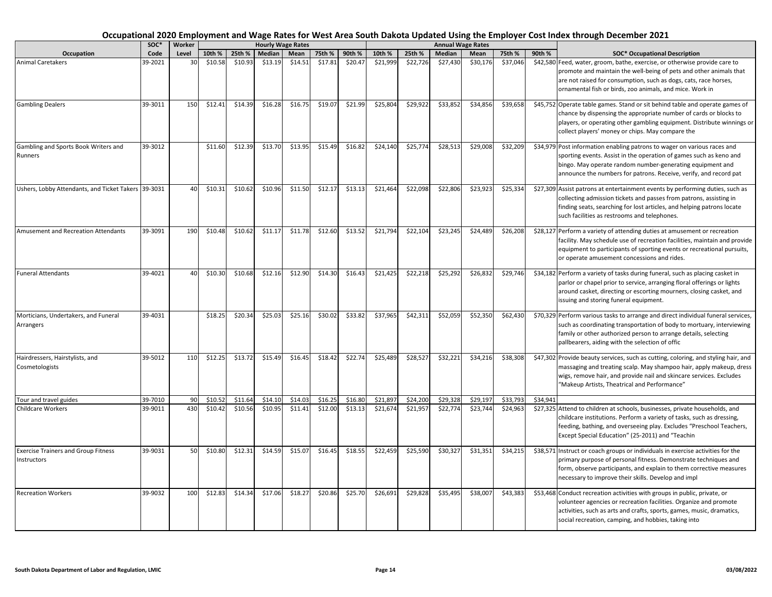# Occupational 2020 Employment and Wage Rates for West Area South Dakota Updated Using the Employer Cost Index through December 2021

| | SOC* | Worker | Hourly Wage Rates | | | | | | Annual Wage Rates | | | | | | |
|---|---|---|---|---|---|---|---|---|---|---|---|---|---|---|---|
| Occupation | Code | Level | 10th % | 25th % | Median | Mean | 75th % | 90th % | 10th % | 25th % | Median | Mean | 75th % | 90th % | SOC* Occupational Description |
| Animal Caretakers | 39-2021 | 30 | $10.58 | $10.93 | $13.19 | $14.51 | $17.81 | $20.47 | $21,999 | $22,726 | $27,430 | $30,176 | $37,046 | $42,580 | Feed, water, groom, bathe, exercise, or otherwise provide care to promote and maintain the well-being of pets and other animals that are not raised for consumption, such as dogs, cats, race horses, ornamental fish or birds, zoo animals, and mice. Work in |
| Gambling Dealers | 39-3011 | 150 | $12.41 | $14.39 | $16.28 | $16.75 | $19.07 | $21.99 | $25,804 | $29,922 | $33,852 | $34,856 | $39,658 | $45,752 | Operate table games. Stand or sit behind table and operate games of chance by dispensing the appropriate number of cards or blocks to players, or operating other gambling equipment. Distribute winnings or collect players' money or chips. May compare the |
| Gambling and Sports Book Writers and Runners | 39-3012 | | $11.60 | $12.39 | $13.70 | $13.95 | $15.49 | $16.82 | $24,140 | $25,774 | $28,513 | $29,008 | $32,209 | $34,979 | Post information enabling patrons to wager on various races and sporting events. Assist in the operation of games such as keno and bingo. May operate random number-generating equipment and announce the numbers for patrons. Receive, verify, and record pat |
| Ushers, Lobby Attendants, and Ticket Takers | 39-3031 | 40 | $10.31 | $10.62 | $10.96 | $11.50 | $12.17 | $13.13 | $21,464 | $22,098 | $22,806 | $23,923 | $25,334 | $27,309 | Assist patrons at entertainment events by performing duties, such as collecting admission tickets and passes from patrons, assisting in finding seats, searching for lost articles, and helping patrons locate such facilities as restrooms and telephones. |
| Amusement and Recreation Attendants | 39-3091 | 190 | $10.48 | $10.62 | $11.17 | $11.78 | $12.60 | $13.52 | $21,794 | $22,104 | $23,245 | $24,489 | $26,208 | $28,127 | Perform a variety of attending duties at amusement or recreation facility. May schedule use of recreation facilities, maintain and provide equipment to participants of sporting events or recreational pursuits, or operate amusement concessions and rides. |
| Funeral Attendants | 39-4021 | 40 | $10.30 | $10.68 | $12.16 | $12.90 | $14.30 | $16.43 | $21,425 | $22,218 | $25,292 | $26,832 | $29,746 | $34,182 | Perform a variety of tasks during funeral, such as placing casket in parlor or chapel prior to service, arranging floral offerings or lights around casket, directing or escorting mourners, closing casket, and issuing and storing funeral equipment. |
| Morticians, Undertakers, and Funeral Arrangers | 39-4031 | | $18.25 | $20.34 | $25.03 | $25.16 | $30.02 | $33.82 | $37,965 | $42,311 | $52,059 | $52,350 | $62,430 | $70,329 | Perform various tasks to arrange and direct individual funeral services, such as coordinating transportation of body to mortuary, interviewing family or other authorized person to arrange details, selecting pallbearers, aiding with the selection of offic |
| Hairdressers, Hairstylists, and Cosmetologists | 39-5012 | 110 | $12.25 | $13.72 | $15.49 | $16.45 | $18.42 | $22.74 | $25,489 | $28,527 | $32,221 | $34,216 | $38,308 | $47,302 | Provide beauty services, such as cutting, coloring, and styling hair, and massaging and treating scalp. May shampoo hair, apply makeup, dress wigs, remove hair, and provide nail and skincare services. Excludes "Makeup Artists, Theatrical and Performance" |
| Tour and travel guides | 39-7010 | 90 | $10.52 | $11.64 | $14.10 | $14.03 | $16.25 | $16.80 | $21,897 | $24,200 | $29,328 | $29,197 | $33,793 | $34,941 | |
| Childcare Workers | 39-9011 | 430 | $10.42 | $10.56 | $10.95 | $11.41 | $12.00 | $13.13 | $21,674 | $21,957 | $22,774 | $23,744 | $24,963 | $27,325 | Attend to children at schools, businesses, private households, and childcare institutions. Perform a variety of tasks, such as dressing, feeding, bathing, and overseeing play. Excludes "Preschool Teachers, Except Special Education" (25-2011) and "Teachin |
| Exercise Trainers and Group Fitness Instructors | 39-9031 | 50 | $10.80 | $12.31 | $14.59 | $15.07 | $16.45 | $18.55 | $22,459 | $25,590 | $30,327 | $31,351 | $34,215 | $38,571 | Instruct or coach groups or individuals in exercise activities for the primary purpose of personal fitness. Demonstrate techniques and form, observe participants, and explain to them corrective measures necessary to improve their skills. Develop and impl |
| Recreation Workers | 39-9032 | 100 | $12.83 | $14.34 | $17.06 | $18.27 | $20.86 | $25.70 | $26,691 | $29,828 | $35,495 | $38,007 | $43,383 | $53,468 | Conduct recreation activities with groups in public, private, or volunteer agencies or recreation facilities. Organize and promote activities, such as arts and crafts, sports, games, music, dramatics, social recreation, camping, and hobbies, taking into |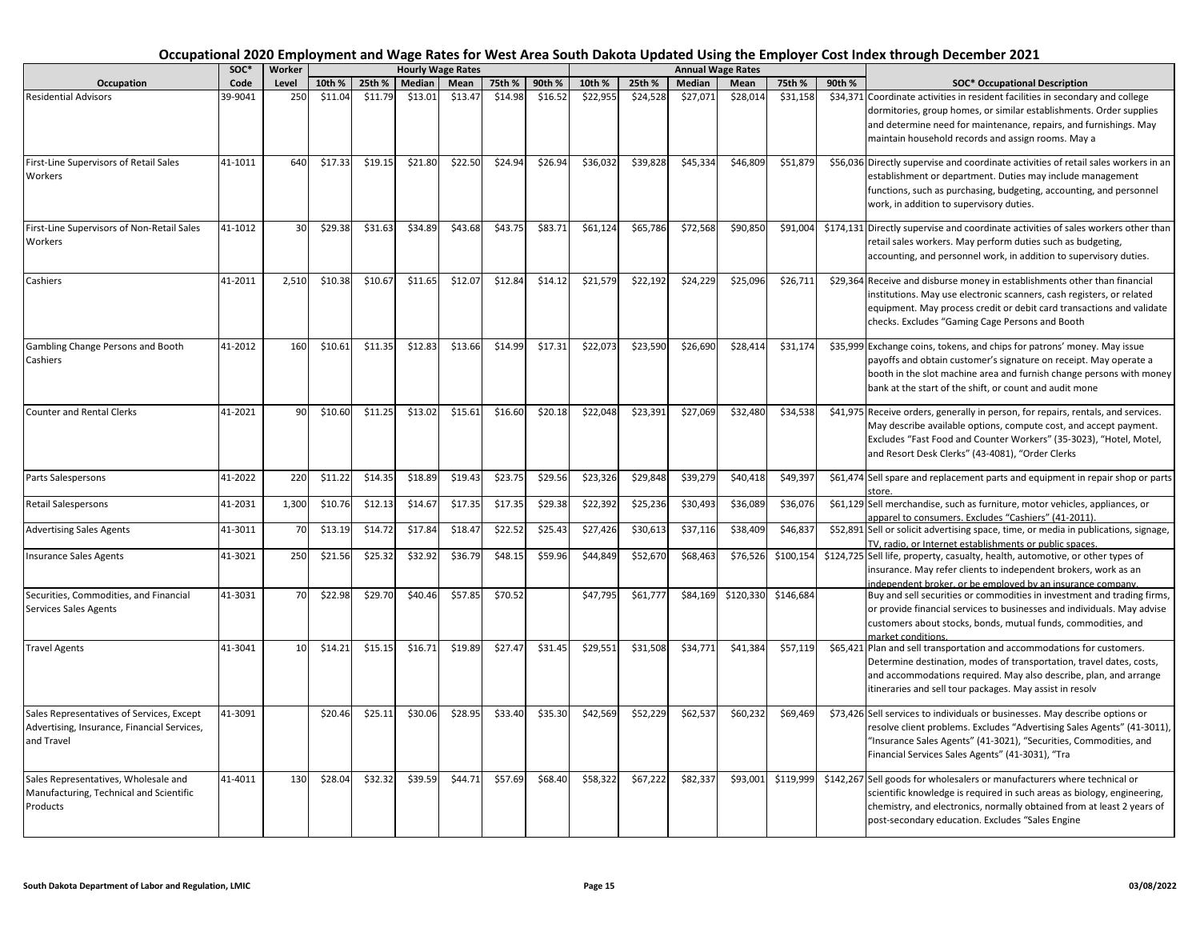# Occupational 2020 Employment and Wage Rates for West Area South Dakota Updated Using the Employer Cost Index through December 2021

| Occupation | SOC* Code | Worker Level | Hourly Wage Rates 10th % | 25th % | Median | Mean | 75th % | 90th % | Annual Wage Rates 10th % | 25th % | Median | Mean | 75th % | 90th % | SOC* Occupational Description |
|---|---|---|---|---|---|---|---|---|---|---|---|---|---|---|---|
| Residential Advisors | 39-9041 | 250 | $11.04 | $11.79 | $13.01 | $13.47 | $14.98 | $16.52 | $22,955 | $24,528 | $27,071 | $28,014 | $31,158 | $34,371 | Coordinate activities in resident facilities in secondary and college dormitories, group homes, or similar establishments. Order supplies and determine need for maintenance, repairs, and furnishings. May maintain household records and assign rooms. May a |
| First-Line Supervisors of Retail Sales Workers | 41-1011 | 640 | $17.33 | $19.15 | $21.80 | $22.50 | $24.94 | $26.94 | $36,032 | $39,828 | $45,334 | $46,809 | $51,879 | $56,036 | Directly supervise and coordinate activities of retail sales workers in an establishment or department. Duties may include management functions, such as purchasing, budgeting, accounting, and personnel work, in addition to supervisory duties. |
| First-Line Supervisors of Non-Retail Sales Workers | 41-1012 | 30 | $29.38 | $31.63 | $34.89 | $43.68 | $43.75 | $83.71 | $61,124 | $65,786 | $72,568 | $90,850 | $91,004 | $174,131 | Directly supervise and coordinate activities of sales workers other than retail sales workers. May perform duties such as budgeting, accounting, and personnel work, in addition to supervisory duties. |
| Cashiers | 41-2011 | 2,510 | $10.38 | $10.67 | $11.65 | $12.07 | $12.84 | $14.12 | $21,579 | $22,192 | $24,229 | $25,096 | $26,711 | $29,364 | Receive and disburse money in establishments other than financial institutions. May use electronic scanners, cash registers, or related equipment. May process credit or debit card transactions and validate checks. Excludes "Gaming Cage Persons and Booth |
| Gambling Change Persons and Booth Cashiers | 41-2012 | 160 | $10.61 | $11.35 | $12.83 | $13.66 | $14.99 | $17.31 | $22,073 | $23,590 | $26,690 | $28,414 | $31,174 | $35,999 | Exchange coins, tokens, and chips for patrons' money. May issue payoffs and obtain customer's signature on receipt. May operate a booth in the slot machine area and furnish change persons with money bank at the start of the shift, or count and audit mone |
| Counter and Rental Clerks | 41-2021 | 90 | $10.60 | $11.25 | $13.02 | $15.61 | $16.60 | $20.18 | $22,048 | $23,391 | $27,069 | $32,480 | $34,538 | $41,975 | Receive orders, generally in person, for repairs, rentals, and services. May describe available options, compute cost, and accept payment. Excludes "Fast Food and Counter Workers" (35-3023), "Hotel, Motel, and Resort Desk Clerks" (43-4081), "Order Clerks |
| Parts Salespersons | 41-2022 | 220 | $11.22 | $14.35 | $18.89 | $19.43 | $23.75 | $29.56 | $23,326 | $29,848 | $39,279 | $40,418 | $49,397 | $61,474 | Sell spare and replacement parts and equipment in repair shop or parts store. |
| Retail Salespersons | 41-2031 | 1,300 | $10.76 | $12.13 | $14.67 | $17.35 | $17.35 | $29.38 | $22,392 | $25,236 | $30,493 | $36,089 | $36,076 | $61,129 | Sell merchandise, such as furniture, motor vehicles, appliances, or apparel to consumers. Excludes "Cashiers" (41-2011). |
| Advertising Sales Agents | 41-3011 | 70 | $13.19 | $14.72 | $17.84 | $18.47 | $22.52 | $25.43 | $27,426 | $30,613 | $37,116 | $38,409 | $46,837 | $52,891 | Sell or solicit advertising space, time, or media in publications, signage, TV, radio, or Internet establishments or public spaces. |
| Insurance Sales Agents | 41-3021 | 250 | $21.56 | $25.32 | $32.92 | $36.79 | $48.15 | $59.96 | $44,849 | $52,670 | $68,463 | $76,526 | $100,154 | $124,725 | Sell life, property, casualty, health, automotive, or other types of insurance. May refer clients to independent brokers, work as an independent broker, or be employed by an insurance company. |
| Securities, Commodities, and Financial Services Sales Agents | 41-3031 | 70 | $22.98 | $29.70 | $40.46 | $57.85 | $70.52 | | $47,795 | $61,777 | $84,169 | $120,330 | $146,684 | | Buy and sell securities or commodities in investment and trading firms, or provide financial services to businesses and individuals. May advise customers about stocks, bonds, mutual funds, commodities, and market conditions. |
| Travel Agents | 41-3041 | 10 | $14.21 | $15.15 | $16.71 | $19.89 | $27.47 | $31.45 | $29,551 | $31,508 | $34,771 | $41,384 | $57,119 | $65,421 | Plan and sell transportation and accommodations for customers. Determine destination, modes of transportation, travel dates, costs, and accommodations required. May also describe, plan, and arrange itineraries and sell tour packages. May assist in resolv |
| Sales Representatives of Services, Except Advertising, Insurance, Financial Services, and Travel | 41-3091 | | $20.46 | $25.11 | $30.06 | $28.95 | $33.40 | $35.30 | $42,569 | $52,229 | $62,537 | $60,232 | $69,469 | $73,426 | Sell services to individuals or businesses. May describe options or resolve client problems. Excludes "Advertising Sales Agents" (41-3011), "Insurance Sales Agents" (41-3021), "Securities, Commodities, and Financial Services Sales Agents" (41-3031), "Tra |
| Sales Representatives, Wholesale and Manufacturing, Technical and Scientific Products | 41-4011 | 130 | $28.04 | $32.32 | $39.59 | $44.71 | $57.69 | $68.40 | $58,322 | $67,222 | $82,337 | $93,001 | $119,999 | $142,267 | Sell goods for wholesalers or manufacturers where technical or scientific knowledge is required in such areas as biology, engineering, chemistry, and electronics, normally obtained from at least 2 years of post-secondary education. Excludes "Sales Engine |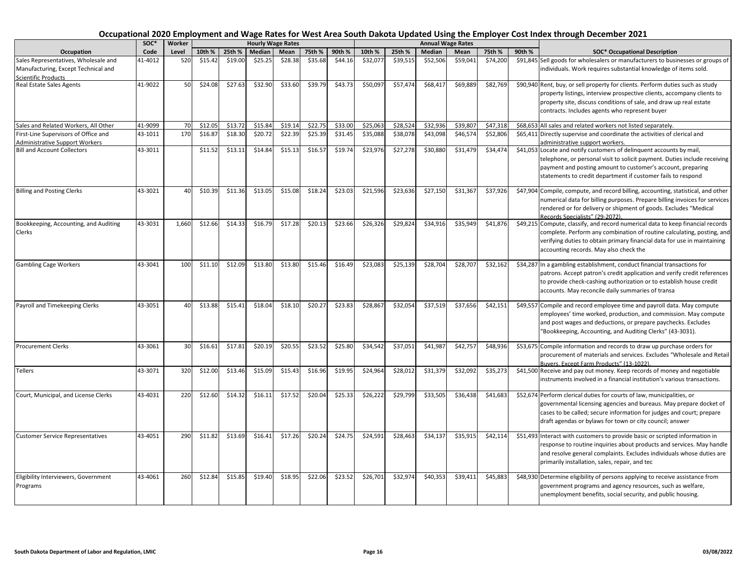# Occupational 2020 Employment and Wage Rates for West Area South Dakota Updated Using the Employer Cost Index through December 2021

| Occupation | SOC* Code | Worker Level | Hourly Wage Rates | | | | | | Annual Wage Rates | | | | | | SOC* Occupational Description |
|---|---|---|---|---|---|---|---|---|---|---|---|---|---|---|---|
| | | | 10th % | 25th % | Median | Mean | 75th % | 90th % | 10th % | 25th % | Median | Mean | 75th % | 90th % | |
| Sales Representatives, Wholesale and Manufacturing, Except Technical and Scientific Products | 41-4012 | 520 | $15.42 | $19.00 | $25.25 | $28.38 | $35.68 | $44.16 | $32,077 | $39,515 | $52,506 | $59,041 | $74,200 | $91,845 | Sell goods for wholesalers or manufacturers to businesses or groups of individuals. Work requires substantial knowledge of items sold. |
| Real Estate Sales Agents | 41-9022 | 50 | $24.08 | $27.63 | $32.90 | $33.60 | $39.79 | $43.73 | $50,097 | $57,474 | $68,417 | $69,889 | $82,769 | $90,940 | Rent, buy, or sell property for clients. Perform duties such as study property listings, interview prospective clients, accompany clients to property site, discuss conditions of sale, and draw up real estate contracts. Includes agents who represent buyer |
| Sales and Related Workers, All Other | 41-9099 | 70 | $12.05 | $13.72 | $15.84 | $19.14 | $22.75 | $33.00 | $25,063 | $28,524 | $32,936 | $39,807 | $47,318 | $68,653 | All sales and related workers not listed separately. |
| First-Line Supervisors of Office and Administrative Support Workers | 43-1011 | 170 | $16.87 | $18.30 | $20.72 | $22.39 | $25.39 | $31.45 | $35,088 | $38,078 | $43,098 | $46,574 | $52,806 | $65,411 | Directly supervise and coordinate the activities of clerical and administrative support workers. |
| Bill and Account Collectors | 43-3011 | | $11.52 | $13.11 | $14.84 | $15.13 | $16.57 | $19.74 | $23,976 | $27,278 | $30,880 | $31,479 | $34,474 | $41,053 | Locate and notify customers of delinquent accounts by mail, telephone, or personal visit to solicit payment. Duties include receiving payment and posting amount to customer's account, preparing statements to credit department if customer fails to respond |
| Billing and Posting Clerks | 43-3021 | 40 | $10.39 | $11.36 | $13.05 | $15.08 | $18.24 | $23.03 | $21,596 | $23,636 | $27,150 | $31,367 | $37,926 | $47,904 | Compile, compute, and record billing, accounting, statistical, and other numerical data for billing purposes. Prepare billing invoices for services rendered or for delivery or shipment of goods. Excludes "Medical Records Specialists" (29-2072). |
| Bookkeeping, Accounting, and Auditing Clerks | 43-3031 | 1,660 | $12.66 | $14.33 | $16.79 | $17.28 | $20.13 | $23.66 | $26,326 | $29,824 | $34,916 | $35,949 | $41,876 | $49,215 | Compute, classify, and record numerical data to keep financial records complete. Perform any combination of routine calculating, posting, and verifying duties to obtain primary financial data for use in maintaining accounting records. May also check the |
| Gambling Cage Workers | 43-3041 | 100 | $11.10 | $12.09 | $13.80 | $13.80 | $15.46 | $16.49 | $23,083 | $25,139 | $28,704 | $28,707 | $32,162 | $34,287 | In a gambling establishment, conduct financial transactions for patrons. Accept patron's credit application and verify credit references to provide check-cashing authorization or to establish house credit accounts. May reconcile daily summaries of transa |
| Payroll and Timekeeping Clerks | 43-3051 | 40 | $13.88 | $15.41 | $18.04 | $18.10 | $20.27 | $23.83 | $28,867 | $32,054 | $37,519 | $37,656 | $42,151 | $49,557 | Compile and record employee time and payroll data. May compute employees' time worked, production, and commission. May compute and post wages and deductions, or prepare paychecks. Excludes "Bookkeeping, Accounting, and Auditing Clerks" (43-3031). |
| Procurement Clerks | 43-3061 | 30 | $16.61 | $17.81 | $20.19 | $20.55 | $23.52 | $25.80 | $34,542 | $37,051 | $41,987 | $42,757 | $48,936 | $53,675 | Compile information and records to draw up purchase orders for procurement of materials and services. Excludes "Wholesale and Retail Buyers, Except Farm Products" (13-1022). |
| Tellers | 43-3071 | 320 | $12.00 | $13.46 | $15.09 | $15.43 | $16.96 | $19.95 | $24,964 | $28,012 | $31,379 | $32,092 | $35,273 | $41,500 | Receive and pay out money. Keep records of money and negotiable instruments involved in a financial institution's various transactions. |
| Court, Municipal, and License Clerks | 43-4031 | 220 | $12.60 | $14.32 | $16.11 | $17.52 | $20.04 | $25.33 | $26,222 | $29,799 | $33,505 | $36,438 | $41,683 | $52,674 | Perform clerical duties for courts of law, municipalities, or governmental licensing agencies and bureaus. May prepare docket of cases to be called; secure information for judges and court; prepare draft agendas or bylaws for town or city council; answer |
| Customer Service Representatives | 43-4051 | 290 | $11.82 | $13.69 | $16.41 | $17.26 | $20.24 | $24.75 | $24,591 | $28,463 | $34,137 | $35,915 | $42,114 | $51,493 | Interact with customers to provide basic or scripted information in response to routine inquiries about products and services. May handle and resolve general complaints. Excludes individuals whose duties are primarily installation, sales, repair, and tec |
| Eligibility Interviewers, Government Programs | 43-4061 | 260 | $12.84 | $15.85 | $19.40 | $18.95 | $22.06 | $23.52 | $26,701 | $32,974 | $40,353 | $39,411 | $45,883 | $48,930 | Determine eligibility of persons applying to receive assistance from government programs and agency resources, such as welfare, unemployment benefits, social security, and public housing. |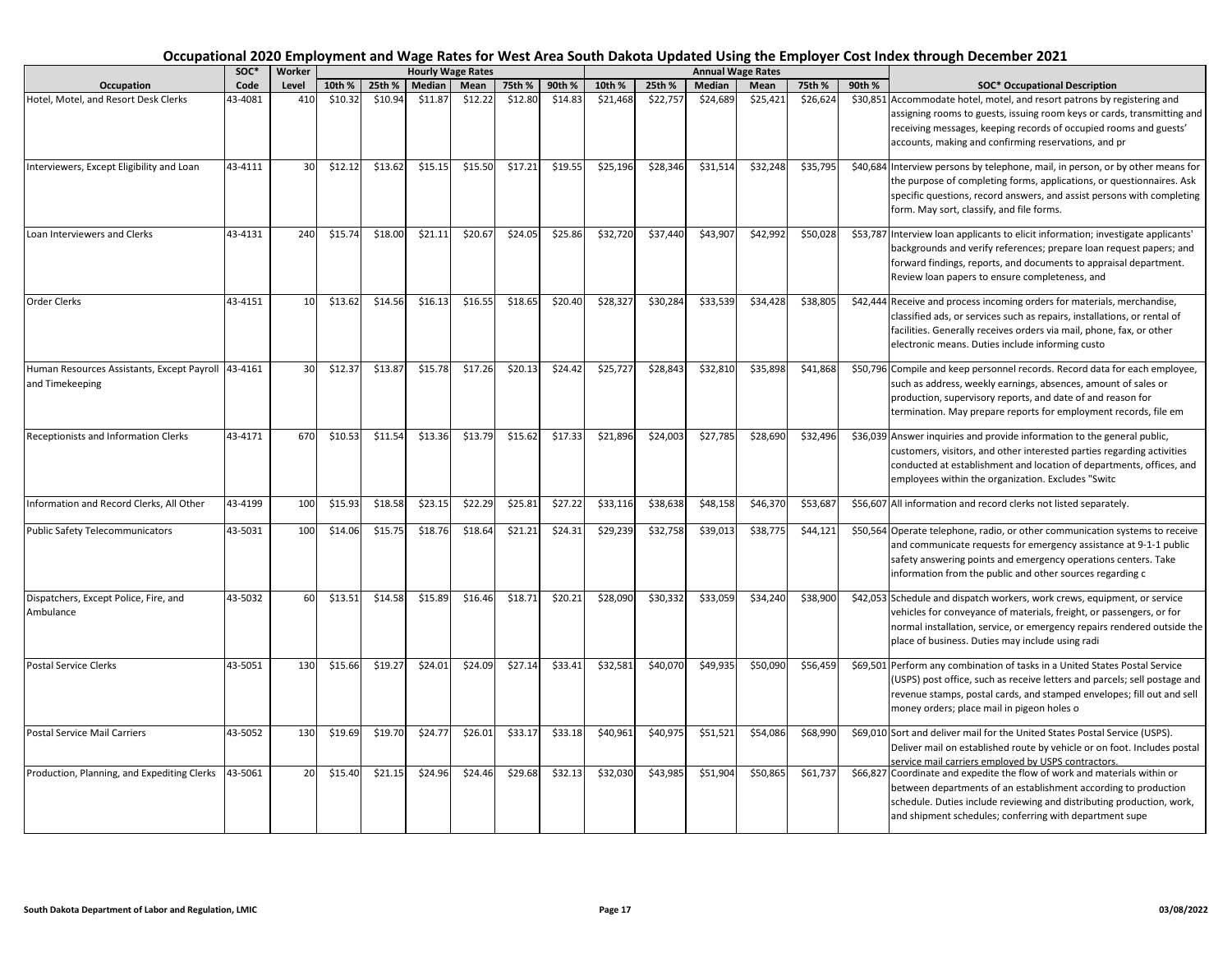# Occupational 2020 Employment and Wage Rates for West Area South Dakota Updated Using the Employer Cost Index through December 2021

| Occupation | SOC* Code | Worker Level | Hourly Wage Rates | | | | | | Annual Wage Rates | | | | | | SOC* Occupational Description |
|---|---|---|---|---|---|---|---|---|---|---|---|---|---|---|---|
| | | | 10th % | 25th % | Median | Mean | 75th % | 90th % | 10th % | 25th % | Median | Mean | 75th % | 90th % | |
| Hotel, Motel, and Resort Desk Clerks | 43-4081 | 410 | $10.32 | $10.94 | $11.87 | $12.22 | $12.80 | $14.83 | $21,468 | $22,757 | $24,689 | $25,421 | $26,624 | $30,851 | Accommodate hotel, motel, and resort patrons by registering and assigning rooms to guests, issuing room keys or cards, transmitting and receiving messages, keeping records of occupied rooms and guests' accounts, making and confirming reservations, and pr |
| Interviewers, Except Eligibility and Loan | 43-4111 | 30 | $12.12 | $13.62 | $15.15 | $15.50 | $17.21 | $19.55 | $25,196 | $28,346 | $31,514 | $32,248 | $35,795 | $40,684 | Interview persons by telephone, mail, in person, or by other means for the purpose of completing forms, applications, or questionnaires. Ask specific questions, record answers, and assist persons with completing form. May sort, classify, and file forms. |
| Loan Interviewers and Clerks | 43-4131 | 240 | $15.74 | $18.00 | $21.11 | $20.67 | $24.05 | $25.86 | $32,720 | $37,440 | $43,907 | $42,992 | $50,028 | $53,787 | Interview loan applicants to elicit information; investigate applicants' backgrounds and verify references; prepare loan request papers; and forward findings, reports, and documents to appraisal department. Review loan papers to ensure completeness, and |
| Order Clerks | 43-4151 | 10 | $13.62 | $14.56 | $16.13 | $16.55 | $18.65 | $20.40 | $28,327 | $30,284 | $33,539 | $34,428 | $38,805 | $42,444 | Receive and process incoming orders for materials, merchandise, classified ads, or services such as repairs, installations, or rental of facilities. Generally receives orders via mail, phone, fax, or other electronic means. Duties include informing custo |
| Human Resources Assistants, Except Payroll and Timekeeping | 43-4161 | 30 | $12.37 | $13.87 | $15.78 | $17.26 | $20.13 | $24.42 | $25,727 | $28,843 | $32,810 | $35,898 | $41,868 | $50,796 | Compile and keep personnel records. Record data for each employee, such as address, weekly earnings, absences, amount of sales or production, supervisory reports, and date of and reason for termination. May prepare reports for employment records, file em |
| Receptionists and Information Clerks | 43-4171 | 670 | $10.53 | $11.54 | $13.36 | $13.79 | $15.62 | $17.33 | $21,896 | $24,003 | $27,785 | $28,690 | $32,496 | $36,039 | Answer inquiries and provide information to the general public, customers, visitors, and other interested parties regarding activities conducted at establishment and location of departments, offices, and employees within the organization. Excludes "Switc |
| Information and Record Clerks, All Other | 43-4199 | 100 | $15.93 | $18.58 | $23.15 | $22.29 | $25.81 | $27.22 | $33,116 | $38,638 | $48,158 | $46,370 | $53,687 | $56,607 | All information and record clerks not listed separately. |
| Public Safety Telecommunicators | 43-5031 | 100 | $14.06 | $15.75 | $18.76 | $18.64 | $21.21 | $24.31 | $29,239 | $32,758 | $39,013 | $38,775 | $44,121 | $50,564 | Operate telephone, radio, or other communication systems to receive and communicate requests for emergency assistance at 9-1-1 public safety answering points and emergency operations centers. Take information from the public and other sources regarding c |
| Dispatchers, Except Police, Fire, and Ambulance | 43-5032 | 60 | $13.51 | $14.58 | $15.89 | $16.46 | $18.71 | $20.21 | $28,090 | $30,332 | $33,059 | $34,240 | $38,900 | $42,053 | Schedule and dispatch workers, work crews, equipment, or service vehicles for conveyance of materials, freight, or passengers, or for normal installation, service, or emergency repairs rendered outside the place of business. Duties may include using radi |
| Postal Service Clerks | 43-5051 | 130 | $15.66 | $19.27 | $24.01 | $24.09 | $27.14 | $33.41 | $32,581 | $40,070 | $49,935 | $50,090 | $56,459 | $69,501 | Perform any combination of tasks in a United States Postal Service (USPS) post office, such as receive letters and parcels; sell postage and revenue stamps, postal cards, and stamped envelopes; fill out and sell money orders; place mail in pigeon holes o |
| Postal Service Mail Carriers | 43-5052 | 130 | $19.69 | $19.70 | $24.77 | $26.01 | $33.17 | $33.18 | $40,961 | $40,975 | $51,521 | $54,086 | $68,990 | $69,010 | Sort and deliver mail for the United States Postal Service (USPS). Deliver mail on established route by vehicle or on foot. Includes postal service mail carriers employed by USPS contractors. |
| Production, Planning, and Expediting Clerks | 43-5061 | 20 | $15.40 | $21.15 | $24.96 | $24.46 | $29.68 | $32.13 | $32,030 | $43,985 | $51,904 | $50,865 | $61,737 | $66,827 | Coordinate and expedite the flow of work and materials within or between departments of an establishment according to production schedule. Duties include reviewing and distributing production, work, and shipment schedules; conferring with department supe |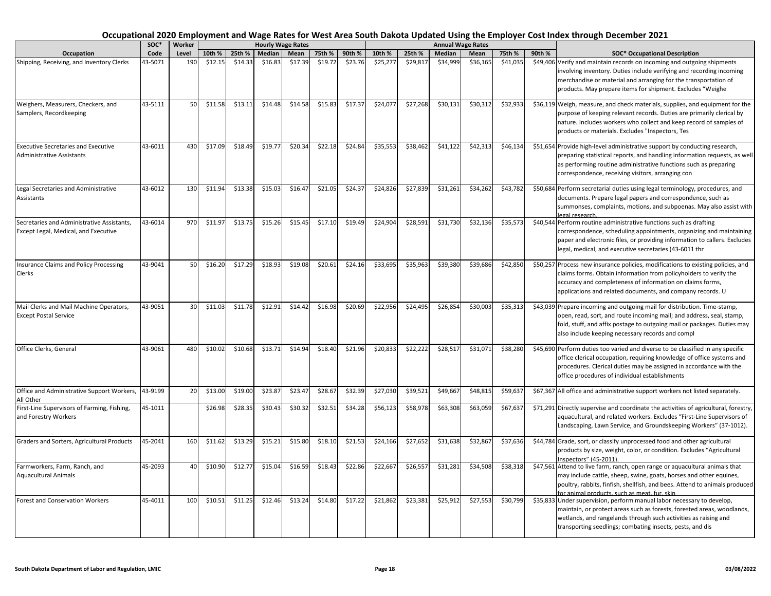# Occupational 2020 Employment and Wage Rates for West Area South Dakota Updated Using the Employer Cost Index through December 2021

| Occupation | SOC* Code | Worker Level | Hourly Wage Rates | | | | | | Annual Wage Rates | | | | | | SOC* Occupational Description |
|---|---|---|---|---|---|---|---|---|---|---|---|---|---|---|---|
| | | | 10th % | 25th % | Median | Mean | 75th % | 90th % | 10th % | 25th % | Median | Mean | 75th % | 90th % | |
| Shipping, Receiving, and Inventory Clerks | 43-5071 | 190 | $12.15 | $14.33 | $16.83 | $17.39 | $19.72 | $23.76 | $25,277 | $29,817 | $34,999 | $36,165 | $41,035 | $49,406 | Verify and maintain records on incoming and outgoing shipments involving inventory. Duties include verifying and recording incoming merchandise or material and arranging for the transportation of products. May prepare items for shipment. Excludes "Weighe |
| Weighers, Measurers, Checkers, and Samplers, Recordkeeping | 43-5111 | 50 | $11.58 | $13.11 | $14.48 | $14.58 | $15.83 | $17.37 | $24,077 | $27,268 | $30,131 | $30,312 | $32,933 | $36,119 | Weigh, measure, and check materials, supplies, and equipment for the purpose of keeping relevant records. Duties are primarily clerical by nature. Includes workers who collect and keep record of samples of products or materials. Excludes "Inspectors, Tes |
| Executive Secretaries and Executive Administrative Assistants | 43-6011 | 430 | $17.09 | $18.49 | $19.77 | $20.34 | $22.18 | $24.84 | $35,553 | $38,462 | $41,122 | $42,313 | $46,134 | $51,654 | Provide high-level administrative support by conducting research, preparing statistical reports, and handling information requests, as well as performing routine administrative functions such as preparing correspondence, receiving visitors, arranging con |
| Legal Secretaries and Administrative Assistants | 43-6012 | 130 | $11.94 | $13.38 | $15.03 | $16.47 | $21.05 | $24.37 | $24,826 | $27,839 | $31,261 | $34,262 | $43,782 | $50,684 | Perform secretarial duties using legal terminology, procedures, and documents. Prepare legal papers and correspondence, such as summonses, complaints, motions, and subpoenas. May also assist with legal research. |
| Secretaries and Administrative Assistants, Except Legal, Medical, and Executive | 43-6014 | 970 | $11.97 | $13.75 | $15.26 | $15.45 | $17.10 | $19.49 | $24,904 | $28,591 | $31,730 | $32,136 | $35,573 | $40,544 | Perform routine administrative functions such as drafting correspondence, scheduling appointments, organizing and maintaining paper and electronic files, or providing information to callers. Excludes legal, medical, and executive secretaries (43-6011 thr |
| Insurance Claims and Policy Processing Clerks | 43-9041 | 50 | $16.20 | $17.29 | $18.93 | $19.08 | $20.61 | $24.16 | $33,695 | $35,963 | $39,380 | $39,686 | $42,850 | $50,257 | Process new insurance policies, modifications to existing policies, and claims forms. Obtain information from policyholders to verify the accuracy and completeness of information on claims forms, applications and related documents, and company records. U |
| Mail Clerks and Mail Machine Operators, Except Postal Service | 43-9051 | 30 | $11.03 | $11.78 | $12.91 | $14.42 | $16.98 | $20.69 | $22,956 | $24,495 | $26,854 | $30,003 | $35,313 | $43,039 | Prepare incoming and outgoing mail for distribution. Time-stamp, open, read, sort, and route incoming mail; and address, seal, stamp, fold, stuff, and affix postage to outgoing mail or packages. Duties may also include keeping necessary records and compl |
| Office Clerks, General | 43-9061 | 480 | $10.02 | $10.68 | $13.71 | $14.94 | $18.40 | $21.96 | $20,833 | $22,222 | $28,517 | $31,071 | $38,280 | $45,690 | Perform duties too varied and diverse to be classified in any specific office clerical occupation, requiring knowledge of office systems and procedures. Clerical duties may be assigned in accordance with the office procedures of individual establishments |
| Office and Administrative Support Workers, All Other | 43-9199 | 20 | $13.00 | $19.00 | $23.87 | $23.47 | $28.67 | $32.39 | $27,030 | $39,521 | $49,667 | $48,815 | $59,637 | $67,367 | All office and administrative support workers not listed separately. |
| First-Line Supervisors of Farming, Fishing, and Forestry Workers | 45-1011 | | $26.98 | $28.35 | $30.43 | $30.32 | $32.51 | $34.28 | $56,123 | $58,978 | $63,308 | $63,059 | $67,637 | $71,291 | Directly supervise and coordinate the activities of agricultural, forestry, aquacultural, and related workers. Excludes "First-Line Supervisors of Landscaping, Lawn Service, and Groundskeeping Workers" (37-1012). |
| Graders and Sorters, Agricultural Products | 45-2041 | 160 | $11.62 | $13.29 | $15.21 | $15.80 | $18.10 | $21.53 | $24,166 | $27,652 | $31,638 | $32,867 | $37,636 | $44,784 | Grade, sort, or classify unprocessed food and other agricultural products by size, weight, color, or condition. Excludes "Agricultural Inspectors" (45-2011). |
| Farmworkers, Farm, Ranch, and Aquacultural Animals | 45-2093 | 40 | $10.90 | $12.77 | $15.04 | $16.59 | $18.43 | $22.86 | $22,667 | $26,557 | $31,281 | $34,508 | $38,318 | $47,561 | Attend to live farm, ranch, open range or aquacultural animals that may include cattle, sheep, swine, goats, horses and other equines, poultry, rabbits, finfish, shellfish, and bees. Attend to animals produced for animal products, such as meat, fur, skin |
| Forest and Conservation Workers | 45-4011 | 100 | $10.51 | $11.25 | $12.46 | $13.24 | $14.80 | $17.22 | $21,862 | $23,381 | $25,912 | $27,553 | $30,799 | $35,833 | Under supervision, perform manual labor necessary to develop, maintain, or protect areas such as forests, forested areas, woodlands, wetlands, and rangelands through such activities as raising and transporting seedlings; combating insects, pests, and dis |

South Dakota Department of Labor and Regulation, LMIC | 03/08/2022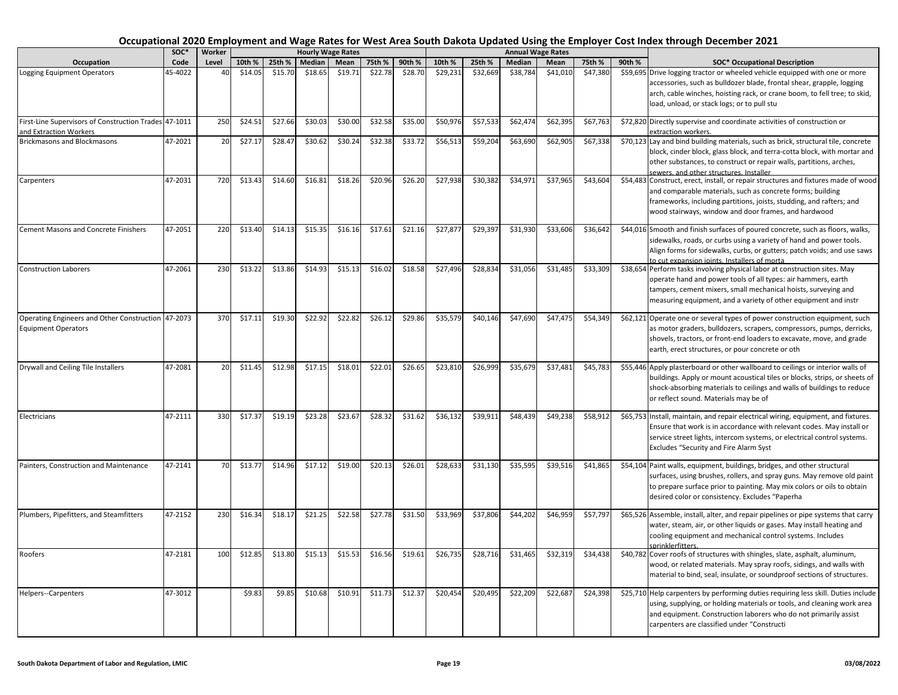# Occupational 2020 Employment and Wage Rates for West Area South Dakota Updated Using the Employer Cost Index through December 2021

| Occupation | SOC* Code | Worker Level | Hourly Wage Rates 10th % | 25th % | Median | Mean | 75th % | 90th % | Annual Wage Rates 10th % | 25th % | Median | Mean | 75th % | 90th % | SOC* Occupational Description |
|---|---|---|---|---|---|---|---|---|---|---|---|---|---|---|---|
| Logging Equipment Operators | 45-4022 | 40 | $14.05 | $15.70 | $18.65 | $19.71 | $22.78 | $28.70 | $29,231 | $32,669 | $38,784 | $41,010 | $47,380 | $59,695 | Drive logging tractor or wheeled vehicle equipped with one or more accessories, such as bulldozer blade, frontal shear, grapple, logging arch, cable winches, hoisting rack, or crane boom, to fell tree; to skid, load, unload, or stack logs; or to pull stu |
| First-Line Supervisors of Construction Trades and Extraction Workers | 47-1011 | 250 | $24.51 | $27.66 | $30.03 | $30.00 | $32.58 | $35.00 | $50,976 | $57,533 | $62,474 | $62,395 | $67,763 | $72,820 | Directly supervise and coordinate activities of construction or extraction workers. |
| Brickmasons and Blockmasons | 47-2021 | 20 | $27.17 | $28.47 | $30.62 | $30.24 | $32.38 | $33.72 | $56,513 | $59,204 | $63,690 | $62,905 | $67,338 | $70,123 | Lay and bind building materials, such as brick, structural tile, concrete block, cinder block, glass block, and terra-cotta block, with mortar and other substances, to construct or repair walls, partitions, arches, sewers, and other structures. Installer |
| Carpenters | 47-2031 | 720 | $13.43 | $14.60 | $16.81 | $18.26 | $20.96 | $26.20 | $27,938 | $30,382 | $34,971 | $37,965 | $43,604 | $54,483 | Construct, erect, install, or repair structures and fixtures made of wood and comparable materials, such as concrete forms; building frameworks, including partitions, joists, studding, and rafters; and wood stairways, window and door frames, and hardwood |
| Cement Masons and Concrete Finishers | 47-2051 | 220 | $13.40 | $14.13 | $15.35 | $16.16 | $17.61 | $21.16 | $27,877 | $29,397 | $31,930 | $33,606 | $36,642 | $44,016 | Smooth and finish surfaces of poured concrete, such as floors, walks, sidewalks, roads, or curbs using a variety of hand and power tools. Align forms for sidewalks, curbs, or gutters; patch voids; and use saws to cut expansion joints. Installers of morta |
| Construction Laborers | 47-2061 | 230 | $13.22 | $13.86 | $14.93 | $15.13 | $16.02 | $18.58 | $27,496 | $28,834 | $31,056 | $31,485 | $33,309 | $38,654 | Perform tasks involving physical labor at construction sites. May operate hand and power tools of all types: air hammers, earth tampers, cement mixers, small mechanical hoists, surveying and measuring equipment, and a variety of other equipment and instr |
| Operating Engineers and Other Construction Equipment Operators | 47-2073 | 370 | $17.11 | $19.30 | $22.92 | $22.82 | $26.12 | $29.86 | $35,579 | $40,146 | $47,690 | $47,475 | $54,349 | $62,121 | Operate one or several types of power construction equipment, such as motor graders, bulldozers, scrapers, compressors, pumps, derricks, shovels, tractors, or front-end loaders to excavate, move, and grade earth, erect structures, or pour concrete or oth |
| Drywall and Ceiling Tile Installers | 47-2081 | 20 | $11.45 | $12.98 | $17.15 | $18.01 | $22.01 | $26.65 | $23,810 | $26,999 | $35,679 | $37,481 | $45,783 | $55,446 | Apply plasterboard or other wallboard to ceilings or interior walls of buildings. Apply or mount acoustical tiles or blocks, strips, or sheets of shock-absorbing materials to ceilings and walls of buildings to reduce or reflect sound. Materials may be of |
| Electricians | 47-2111 | 330 | $17.37 | $19.19 | $23.28 | $23.67 | $28.32 | $31.62 | $36,132 | $39,911 | $48,439 | $49,238 | $58,912 | $65,753 | Install, maintain, and repair electrical wiring, equipment, and fixtures. Ensure that work is in accordance with relevant codes. May install or service street lights, intercom systems, or electrical control systems. Excludes "Security and Fire Alarm Syst |
| Painters, Construction and Maintenance | 47-2141 | 70 | $13.77 | $14.96 | $17.12 | $19.00 | $20.13 | $26.01 | $28,633 | $31,130 | $35,595 | $39,516 | $41,865 | $54,104 | Paint walls, equipment, buildings, bridges, and other structural surfaces, using brushes, rollers, and spray guns. May remove old paint to prepare surface prior to painting. May mix colors or oils to obtain desired color or consistency. Excludes "Paperha |
| Plumbers, Pipefitters, and Steamfitters | 47-2152 | 230 | $16.34 | $18.17 | $21.25 | $22.58 | $27.78 | $31.50 | $33,969 | $37,806 | $44,202 | $46,959 | $57,797 | $65,526 | Assemble, install, alter, and repair pipelines or pipe systems that carry water, steam, air, or other liquids or gases. May install heating and cooling equipment and mechanical control systems. Includes sprinklerfitters. |
| Roofers | 47-2181 | 100 | $12.85 | $13.80 | $15.13 | $15.53 | $16.56 | $19.61 | $26,735 | $28,716 | $31,465 | $32,319 | $34,438 | $40,782 | Cover roofs of structures with shingles, slate, asphalt, aluminum, wood, or related materials. May spray roofs, sidings, and walls with material to bind, seal, insulate, or soundproof sections of structures. |
| Helpers--Carpenters | 47-3012 | | $9.83 | $9.85 | $10.68 | $10.91 | $11.73 | $12.37 | $20,454 | $20,495 | $22,209 | $22,687 | $24,398 | $25,710 | Help carpenters by performing duties requiring less skill. Duties include using, supplying, or holding materials or tools, and cleaning work area and equipment. Construction laborers who do not primarily assist carpenters are classified under "Constructi |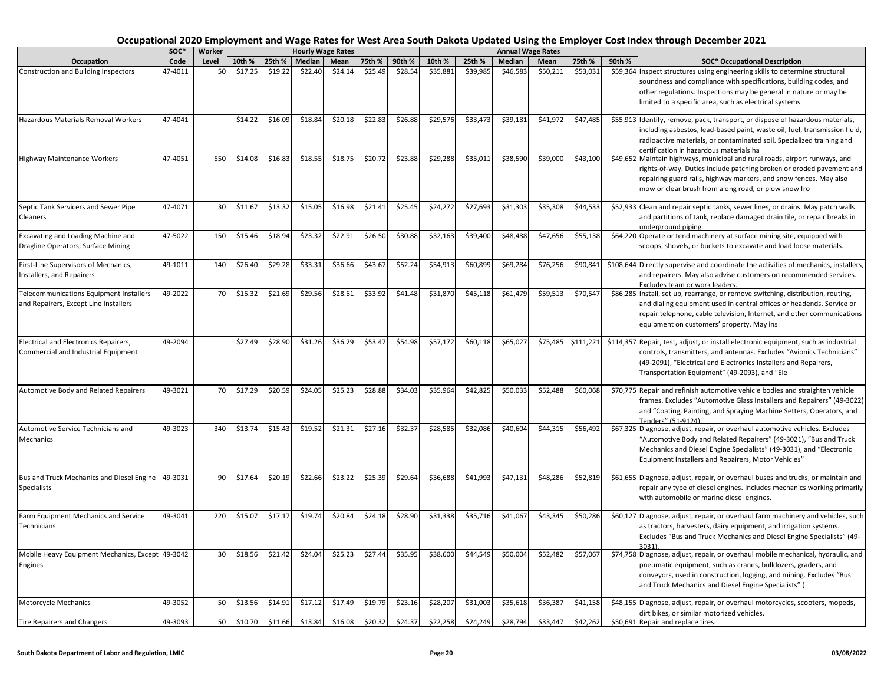# Occupational 2020 Employment and Wage Rates for West Area South Dakota Updated Using the Employer Cost Index through December 2021

| Occupation | SOC* Code | Worker Level | Hourly Wage Rates | | | | | | Annual Wage Rates | | | | | | SOC* Occupational Description |
|---|---|---|---|---|---|---|---|---|---|---|---|---|---|---|---|
| | | | 10th % | 25th % | Median | Mean | 75th % | 90th % | 10th % | 25th % | Median | Mean | 75th % | 90th % | |
| Construction and Building Inspectors | 47-4011 | 50 | $17.25 | $19.22 | $22.40 | $24.14 | $25.49 | $28.54 | $35,881 | $39,985 | $46,583 | $50,211 | $53,031 | $59,364 | Inspect structures using engineering skills to determine structural soundness and compliance with specifications, building codes, and other regulations. Inspections may be general in nature or may be limited to a specific area, such as electrical systems |
| Hazardous Materials Removal Workers | 47-4041 | | $14.22 | $16.09 | $18.84 | $20.18 | $22.83 | $26.88 | $29,576 | $33,473 | $39,181 | $41,972 | $47,485 | $55,913 | Identify, remove, pack, transport, or dispose of hazardous materials, including asbestos, lead-based paint, waste oil, fuel, transmission fluid, radioactive materials, or contaminated soil. Specialized training and certification in hazardous materials ha |
| Highway Maintenance Workers | 47-4051 | 550 | $14.08 | $16.83 | $18.55 | $18.75 | $20.72 | $23.88 | $29,288 | $35,011 | $38,590 | $39,000 | $43,100 | $49,652 | Maintain highways, municipal and rural roads, airport runways, and rights-of-way. Duties include patching broken or eroded pavement and repairing guard rails, highway markers, and snow fences. May also mow or clear brush from along road, or plow snow fro |
| Septic Tank Servicers and Sewer Pipe Cleaners | 47-4071 | 30 | $11.67 | $13.32 | $15.05 | $16.98 | $21.41 | $25.45 | $24,272 | $27,693 | $31,303 | $35,308 | $44,533 | $52,933 | Clean and repair septic tanks, sewer lines, or drains. May patch walls and partitions of tank, replace damaged drain tile, or repair breaks in underground piping. |
| Excavating and Loading Machine and Dragline Operators, Surface Mining | 47-5022 | 150 | $15.46 | $18.94 | $23.32 | $22.91 | $26.50 | $30.88 | $32,163 | $39,400 | $48,488 | $47,656 | $55,138 | $64,220 | Operate or tend machinery at surface mining site, equipped with scoops, shovels, or buckets to excavate and load loose materials. |
| First-Line Supervisors of Mechanics, Installers, and Repairers | 49-1011 | 140 | $26.40 | $29.28 | $33.31 | $36.66 | $43.67 | $52.24 | $54,913 | $60,899 | $69,284 | $76,256 | $90,841 | $108,644 | Directly supervise and coordinate the activities of mechanics, installers, and repairers. May also advise customers on recommended services. Excludes team or work leaders. |
| Telecommunications Equipment Installers and Repairers, Except Line Installers | 49-2022 | 70 | $15.32 | $21.69 | $29.56 | $28.61 | $33.92 | $41.48 | $31,870 | $45,118 | $61,479 | $59,513 | $70,547 | $86,285 | Install, set up, rearrange, or remove switching, distribution, routing, and dialing equipment used in central offices or headends. Service or repair telephone, cable television, Internet, and other communications equipment on customers' property. May ins |
| Electrical and Electronics Repairers, Commercial and Industrial Equipment | 49-2094 | | $27.49 | $28.90 | $31.26 | $36.29 | $53.47 | $54.98 | $57,172 | $60,118 | $65,027 | $75,485 | $111,221 | $114,357 | Repair, test, adjust, or install electronic equipment, such as industrial controls, transmitters, and antennas. Excludes "Avionics Technicians" (49-2091), "Electrical and Electronics Installers and Repairers, Transportation Equipment" (49-2093), and "Ele |
| Automotive Body and Related Repairers | 49-3021 | 70 | $17.29 | $20.59 | $24.05 | $25.23 | $28.88 | $34.03 | $35,964 | $42,825 | $50,033 | $52,488 | $60,068 | $70,775 | Repair and refinish automotive vehicle bodies and straighten vehicle frames. Excludes "Automotive Glass Installers and Repairers" (49-3022) and "Coating, Painting, and Spraying Machine Setters, Operators, and Tenders" (51-9124). |
| Automotive Service Technicians and Mechanics | 49-3023 | 340 | $13.74 | $15.43 | $19.52 | $21.31 | $27.16 | $32.37 | $28,585 | $32,086 | $40,604 | $44,315 | $56,492 | $67,325 | Diagnose, adjust, repair, or overhaul automotive vehicles. Excludes "Automotive Body and Related Repairers" (49-3021), "Bus and Truck Mechanics and Diesel Engine Specialists" (49-3031), and "Electronic Equipment Installers and Repairers, Motor Vehicles" |
| Bus and Truck Mechanics and Diesel Engine Specialists | 49-3031 | 90 | $17.64 | $20.19 | $22.66 | $23.22 | $25.39 | $29.64 | $36,688 | $41,993 | $47,131 | $48,286 | $52,819 | $61,655 | Diagnose, adjust, repair, or overhaul buses and trucks, or maintain and repair any type of diesel engines. Includes mechanics working primarily with automobile or marine diesel engines. |
| Farm Equipment Mechanics and Service Technicians | 49-3041 | 220 | $15.07 | $17.17 | $19.74 | $20.84 | $24.18 | $28.90 | $31,338 | $35,716 | $41,067 | $43,345 | $50,286 | $60,127 | Diagnose, adjust, repair, or overhaul farm machinery and vehicles, such as tractors, harvesters, dairy equipment, and irrigation systems. Excludes "Bus and Truck Mechanics and Diesel Engine Specialists" (49-3031). |
| Mobile Heavy Equipment Mechanics, Except Engines | 49-3042 | 30 | $18.56 | $21.42 | $24.04 | $25.23 | $27.44 | $35.95 | $38,600 | $44,549 | $50,004 | $52,482 | $57,067 | $74,758 | Diagnose, adjust, repair, or overhaul mobile mechanical, hydraulic, and pneumatic equipment, such as cranes, bulldozers, graders, and conveyors, used in construction, logging, and mining. Excludes "Bus and Truck Mechanics and Diesel Engine Specialists" ( |
| Motorcycle Mechanics | 49-3052 | 50 | $13.56 | $14.91 | $17.12 | $17.49 | $19.79 | $23.16 | $28,207 | $31,003 | $35,618 | $36,387 | $41,158 | $48,155 | Diagnose, adjust, repair, or overhaul motorcycles, scooters, mopeds, dirt bikes, or similar motorized vehicles. |
| Tire Repairers and Changers | 49-3093 | 50 | $10.70 | $11.66 | $13.84 | $16.08 | $20.32 | $24.37 | $22,258 | $24,249 | $28,794 | $33,447 | $42,262 | $50,691 | Repair and replace tires. |

South Dakota Department of Labor and Regulation, LMIC — 03/08/2022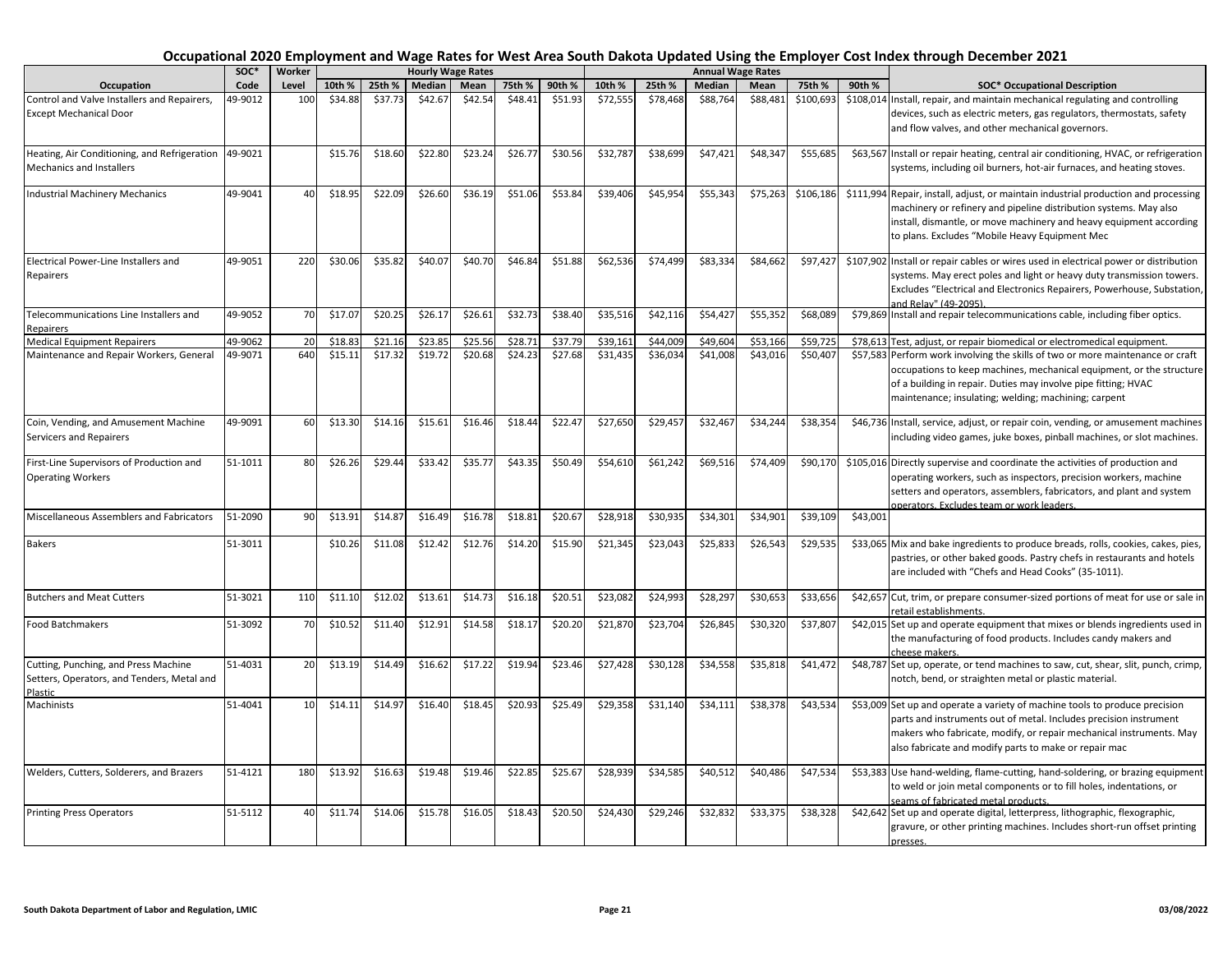# Occupational 2020 Employment and Wage Rates for West Area South Dakota Updated Using the Employer Cost Index through December 2021

| Occupation | SOC* Code | Worker Level | Hourly Wage Rates | | | | | | Annual Wage Rates | | | | | | SOC* Occupational Description |
|---|---|---|---|---|---|---|---|---|---|---|---|---|---|---|---|
| | | | 10th % | 25th % | Median | Mean | 75th % | 90th % | 10th % | 25th % | Median | Mean | 75th % | 90th % | |
| Control and Valve Installers and Repairers, Except Mechanical Door | 49-9012 | 100 | $34.88 | $37.73 | $42.67 | $42.54 | $48.41 | $51.93 | $72,555 | $78,468 | $88,764 | $88,481 | $100,693 | $108,014 | Install, repair, and maintain mechanical regulating and controlling devices, such as electric meters, gas regulators, thermostats, safety and flow valves, and other mechanical governors. |
| Heating, Air Conditioning, and Refrigeration Mechanics and Installers | 49-9021 | | $15.76 | $18.60 | $22.80 | $23.24 | $26.77 | $30.56 | $32,787 | $38,699 | $47,421 | $48,347 | $55,685 | $63,567 | Install or repair heating, central air conditioning, HVAC, or refrigeration systems, including oil burners, hot-air furnaces, and heating stoves. |
| Industrial Machinery Mechanics | 49-9041 | 40 | $18.95 | $22.09 | $26.60 | $36.19 | $51.06 | $53.84 | $39,406 | $45,954 | $55,343 | $75,263 | $106,186 | $111,994 | Repair, install, adjust, or maintain industrial production and processing machinery or refinery and pipeline distribution systems. May also install, dismantle, or move machinery and heavy equipment according to plans. Excludes "Mobile Heavy Equipment Mec |
| Electrical Power-Line Installers and Repairers | 49-9051 | 220 | $30.06 | $35.82 | $40.07 | $40.70 | $46.84 | $51.88 | $62,536 | $74,499 | $83,334 | $84,662 | $97,427 | $107,902 | Install or repair cables or wires used in electrical power or distribution systems. May erect poles and light or heavy duty transmission towers. Excludes "Electrical and Electronics Repairers, Powerhouse, Substation, and Relay" (49-2095). |
| Telecommunications Line Installers and Repairers | 49-9052 | 70 | $17.07 | $20.25 | $26.17 | $26.61 | $32.73 | $38.40 | $35,516 | $42,116 | $54,427 | $55,352 | $68,089 | $79,869 | Install and repair telecommunications cable, including fiber optics. |
| Medical Equipment Repairers | 49-9062 | 20 | $18.83 | $21.16 | $23.85 | $25.56 | $28.71 | $37.79 | $39,161 | $44,009 | $49,604 | $53,166 | $59,725 | $78,613 | Test, adjust, or repair biomedical or electromedical equipment. |
| Maintenance and Repair Workers, General | 49-9071 | 640 | $15.11 | $17.32 | $19.72 | $20.68 | $24.23 | $27.68 | $31,435 | $36,034 | $41,008 | $43,016 | $50,407 | $57,583 | Perform work involving the skills of two or more maintenance or craft occupations to keep machines, mechanical equipment, or the structure of a building in repair. Duties may involve pipe fitting; HVAC maintenance; insulating; welding; machining; carpent |
| Coin, Vending, and Amusement Machine Servicers and Repairers | 49-9091 | 60 | $13.30 | $14.16 | $15.61 | $16.46 | $18.44 | $22.47 | $27,650 | $29,457 | $32,467 | $34,244 | $38,354 | $46,736 | Install, service, adjust, or repair coin, vending, or amusement machines including video games, juke boxes, pinball machines, or slot machines. |
| First-Line Supervisors of Production and Operating Workers | 51-1011 | 80 | $26.26 | $29.44 | $33.42 | $35.77 | $43.35 | $50.49 | $54,610 | $61,242 | $69,516 | $74,409 | $90,170 | $105,016 | Directly supervise and coordinate the activities of production and operating workers, such as inspectors, precision workers, machine setters and operators, assemblers, fabricators, and plant and system operators. Excludes team or work leaders. |
| Miscellaneous Assemblers and Fabricators | 51-2090 | 90 | $13.91 | $14.87 | $16.49 | $16.78 | $18.81 | $20.67 | $28,918 | $30,935 | $34,301 | $34,901 | $39,109 | $43,001 | |
| Bakers | 51-3011 | | $10.26 | $11.08 | $12.42 | $12.76 | $14.20 | $15.90 | $21,345 | $23,043 | $25,833 | $26,543 | $29,535 | $33,065 | Mix and bake ingredients to produce breads, rolls, cookies, cakes, pies, pastries, or other baked goods. Pastry chefs in restaurants and hotels are included with "Chefs and Head Cooks" (35-1011). |
| Butchers and Meat Cutters | 51-3021 | 110 | $11.10 | $12.02 | $13.61 | $14.73 | $16.18 | $20.51 | $23,082 | $24,993 | $28,297 | $30,653 | $33,656 | $42,657 | Cut, trim, or prepare consumer-sized portions of meat for use or sale in retail establishments. |
| Food Batchmakers | 51-3092 | 70 | $10.52 | $11.40 | $12.91 | $14.58 | $18.17 | $20.20 | $21,870 | $23,704 | $26,845 | $30,320 | $37,807 | $42,015 | Set up and operate equipment that mixes or blends ingredients used in the manufacturing of food products. Includes candy makers and cheese makers. |
| Cutting, Punching, and Press Machine Setters, Operators, and Tenders, Metal and Plastic | 51-4031 | 20 | $13.19 | $14.49 | $16.62 | $17.22 | $19.94 | $23.46 | $27,428 | $30,128 | $34,558 | $35,818 | $41,472 | $48,787 | Set up, operate, or tend machines to saw, cut, shear, slit, punch, crimp, notch, bend, or straighten metal or plastic material. |
| Machinists | 51-4041 | 10 | $14.11 | $14.97 | $16.40 | $18.45 | $20.93 | $25.49 | $29,358 | $31,140 | $34,111 | $38,378 | $43,534 | $53,009 | Set up and operate a variety of machine tools to produce precision parts and instruments out of metal. Includes precision instrument makers who fabricate, modify, or repair mechanical instruments. May also fabricate and modify parts to make or repair mac |
| Welders, Cutters, Solderers, and Brazers | 51-4121 | 180 | $13.92 | $16.63 | $19.48 | $19.46 | $22.85 | $25.67 | $28,939 | $34,585 | $40,512 | $40,486 | $47,534 | $53,383 | Use hand-welding, flame-cutting, hand-soldering, or brazing equipment to weld or join metal components or to fill holes, indentations, or seams of fabricated metal products. |
| Printing Press Operators | 51-5112 | 40 | $11.74 | $14.06 | $15.78 | $16.05 | $18.43 | $20.50 | $24,430 | $29,246 | $32,832 | $33,375 | $38,328 | $42,642 | Set up and operate digital, letterpress, lithographic, flexographic, gravure, or other printing machines. Includes short-run offset printing presses. |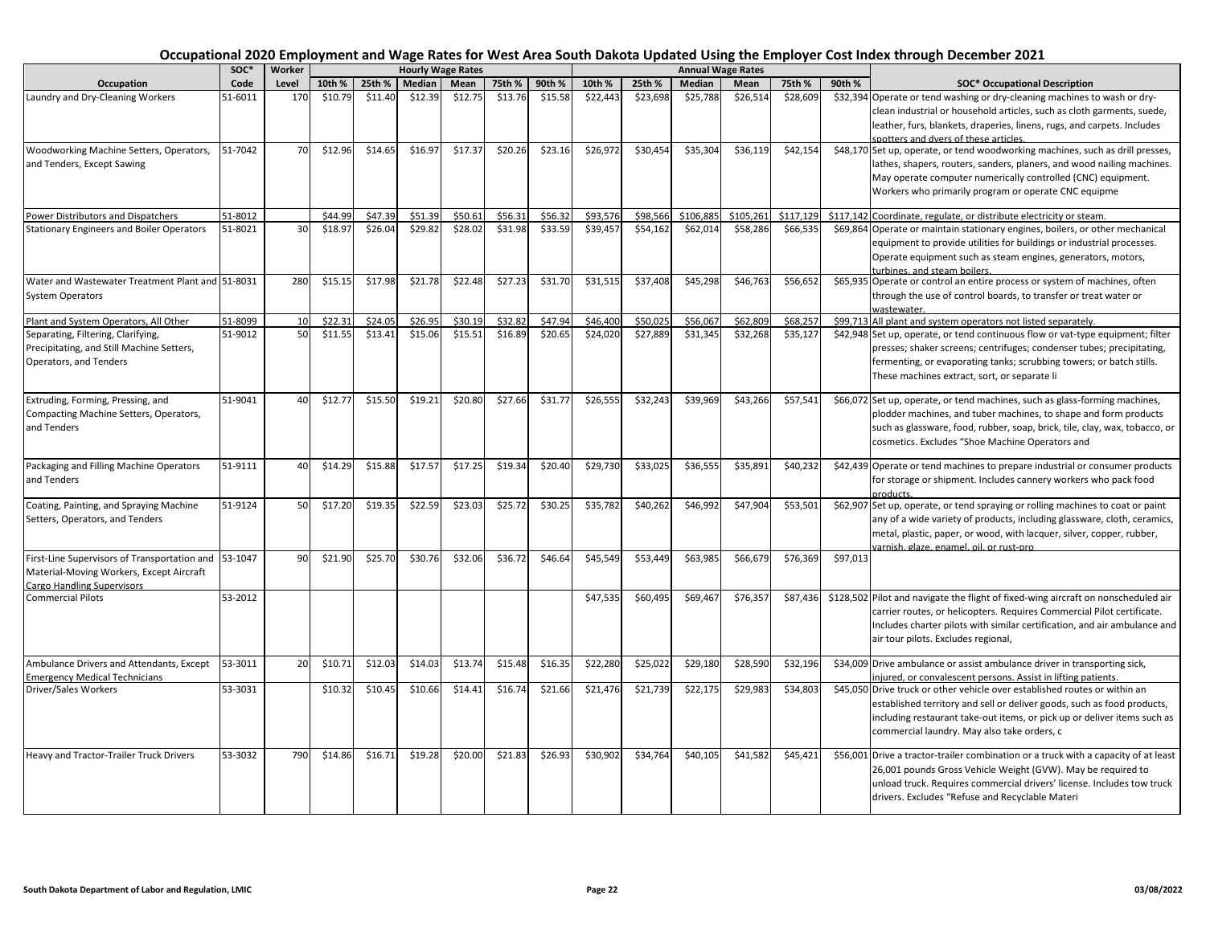# Occupational 2020 Employment and Wage Rates for West Area South Dakota Updated Using the Employer Cost Index through December 2021

| Occupation | SOC* Code | Worker Level | Hourly Wage Rates | | | | | | Annual Wage Rates | | | | | | SOC* Occupational Description |
|---|---|---|---|---|---|---|---|---|---|---|---|---|---|---|---|
| | | | 10th % | 25th % | Median | Mean | 75th % | 90th % | 10th % | 25th % | Median | Mean | 75th % | 90th % | |
| Laundry and Dry-Cleaning Workers | 51-6011 | 170 | $10.79 | $11.40 | $12.39 | $12.75 | $13.76 | $15.58 | $22,443 | $23,698 | $25,788 | $26,514 | $28,609 | $32,394 | Operate or tend washing or dry-cleaning machines to wash or dry-clean industrial or household articles, such as cloth garments, suede, leather, furs, blankets, draperies, linens, rugs, and carpets. Includes spotters and dyers of these articles. |
| Woodworking Machine Setters, Operators, and Tenders, Except Sawing | 51-7042 | 70 | $12.96 | $14.65 | $16.97 | $17.37 | $20.26 | $23.16 | $26,972 | $30,454 | $35,304 | $36,119 | $42,154 | $48,170 | Set up, operate, or tend woodworking machines, such as drill presses, lathes, shapers, routers, sanders, planers, and wood nailing machines. May operate computer numerically controlled (CNC) equipment. Workers who primarily program or operate CNC equipme |
| Power Distributors and Dispatchers | 51-8012 | | $44.99 | $47.39 | $51.39 | $50.61 | $56.31 | $56.32 | $93,576 | $98,566 | $106,885 | $105,261 | $117,129 | $117,142 | Coordinate, regulate, or distribute electricity or steam. |
| Stationary Engineers and Boiler Operators | 51-8021 | 30 | $18.97 | $26.04 | $29.82 | $28.02 | $31.98 | $33.59 | $39,457 | $54,162 | $62,014 | $58,286 | $66,535 | $69,864 | Operate or maintain stationary engines, boilers, or other mechanical equipment to provide utilities for buildings or industrial processes. Operate equipment such as steam engines, generators, motors, turbines, and steam boilers. |
| Water and Wastewater Treatment Plant and System Operators | 51-8031 | 280 | $15.15 | $17.98 | $21.78 | $22.48 | $27.23 | $31.70 | $31,515 | $37,408 | $45,298 | $46,763 | $56,652 | $65,935 | Operate or control an entire process or system of machines, often through the use of control boards, to transfer or treat water or wastewater. |
| Plant and System Operators, All Other | 51-8099 | 10 | $22.31 | $24.05 | $26.95 | $30.19 | $32.82 | $47.94 | $46,400 | $50,025 | $56,067 | $62,809 | $68,257 | $99,713 | All plant and system operators not listed separately. |
| Separating, Filtering, Clarifying, Precipitating, and Still Machine Setters, Operators, and Tenders | 51-9012 | 50 | $11.55 | $13.41 | $15.06 | $15.51 | $16.89 | $20.65 | $24,020 | $27,889 | $31,345 | $32,268 | $35,127 | $42,948 | Set up, operate, or tend continuous flow or vat-type equipment; filter presses; shaker screens; centrifuges; condenser tubes; precipitating, fermenting, or evaporating tanks; scrubbing towers; or batch stills. These machines extract, sort, or separate li |
| Extruding, Forming, Pressing, and Compacting Machine Setters, Operators, and Tenders | 51-9041 | 40 | $12.77 | $15.50 | $19.21 | $20.80 | $27.66 | $31.77 | $26,555 | $32,243 | $39,969 | $43,266 | $57,541 | $66,072 | Set up, operate, or tend machines, such as glass-forming machines, plodder machines, and tuber machines, to shape and form products such as glassware, food, rubber, soap, brick, tile, clay, wax, tobacco, or cosmetics. Excludes "Shoe Machine Operators and |
| Packaging and Filling Machine Operators and Tenders | 51-9111 | 40 | $14.29 | $15.88 | $17.57 | $17.25 | $19.34 | $20.40 | $29,730 | $33,025 | $36,555 | $35,891 | $40,232 | $42,439 | Operate or tend machines to prepare industrial or consumer products for storage or shipment. Includes cannery workers who pack food products. |
| Coating, Painting, and Spraying Machine Setters, Operators, and Tenders | 51-9124 | 50 | $17.20 | $19.35 | $22.59 | $23.03 | $25.72 | $30.25 | $35,782 | $40,262 | $46,992 | $47,904 | $53,501 | $62,907 | Set up, operate, or tend spraying or rolling machines to coat or paint any of a wide variety of products, including glassware, cloth, ceramics, metal, plastic, paper, or wood, with lacquer, silver, copper, rubber, varnish, glaze, enamel, oil, or rust-pro |
| First-Line Supervisors of Transportation and Material-Moving Workers, Except Aircraft Cargo Handling Supervisors | 53-1047 | 90 | $21.90 | $25.70 | $30.76 | $32.06 | $36.72 | $46.64 | $45,549 | $53,449 | $63,985 | $66,679 | $76,369 | $97,013 | |
| Commercial Pilots | 53-2012 | | | | | | | | $47,535 | $60,495 | $69,467 | $76,357 | $87,436 | $128,502 | Pilot and navigate the flight of fixed-wing aircraft on nonscheduled air carrier routes, or helicopters. Requires Commercial Pilot certificate. Includes charter pilots with similar certification, and air ambulance and air tour pilots. Excludes regional, |
| Ambulance Drivers and Attendants, Except Emergency Medical Technicians | 53-3011 | 20 | $10.71 | $12.03 | $14.03 | $13.74 | $15.48 | $16.35 | $22,280 | $25,022 | $29,180 | $28,590 | $32,196 | $34,009 | Drive ambulance or assist ambulance driver in transporting sick, injured, or convalescent persons. Assist in lifting patients. |
| Driver/Sales Workers | 53-3031 | | $10.32 | $10.45 | $10.66 | $14.41 | $16.74 | $21.66 | $21,476 | $21,739 | $22,175 | $29,983 | $34,803 | $45,050 | Drive truck or other vehicle over established routes or within an established territory and sell or deliver goods, such as food products, including restaurant take-out items, or pick up or deliver items such as commercial laundry. May also take orders, c |
| Heavy and Tractor-Trailer Truck Drivers | 53-3032 | 790 | $14.86 | $16.71 | $19.28 | $20.00 | $21.83 | $26.93 | $30,902 | $34,764 | $40,105 | $41,582 | $45,421 | $56,001 | Drive a tractor-trailer combination or a truck with a capacity of at least 26,001 pounds Gross Vehicle Weight (GVW). May be required to unload truck. Requires commercial drivers' license. Includes tow truck drivers. Excludes "Refuse and Recyclable Materi |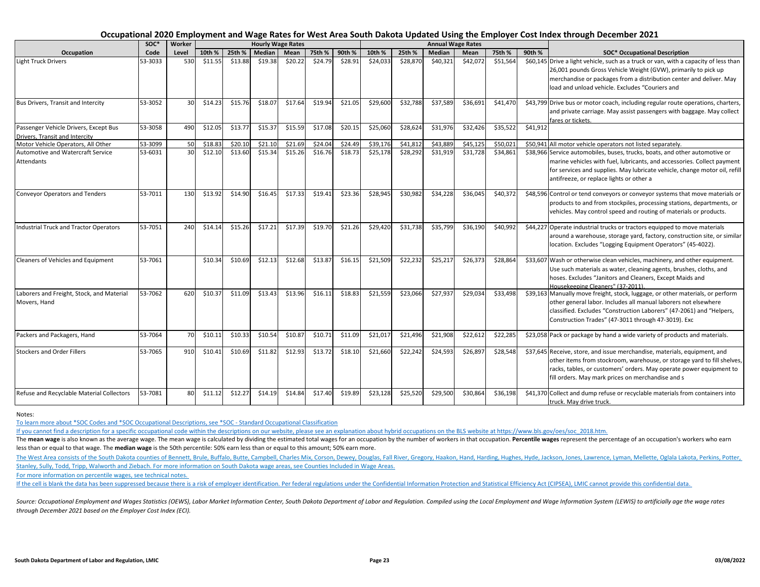# Occupational 2020 Employment and Wage Rates for West Area South Dakota Updated Using the Employer Cost Index through December 2021

| | SOC* | Worker | Hourly Wage Rates | | | | | | Annual Wage Rates | | | | | | |
|---|---|---|---|---|---|---|---|---|---|---|---|---|---|---|---|
| Occupation | Code | Level | 10th % | 25th % | Median | Mean | 75th % | 90th % | 10th % | 25th % | Median | Mean | 75th % | 90th % | SOC* Occupational Description |
| Light Truck Drivers | 53-3033 | 530 | $11.55 | $13.88 | $19.38 | $20.22 | $24.79 | $28.91 | $24,033 | $28,870 | $40,321 | $42,072 | $51,564 | $60,145 | Drive a light vehicle, such as a truck or van, with a capacity of less than 26,001 pounds Gross Vehicle Weight (GVW), primarily to pick up merchandise or packages from a distribution center and deliver. May load and unload vehicle. Excludes "Couriers and |
| Bus Drivers, Transit and Intercity | 53-3052 | 30 | $14.23 | $15.76 | $18.07 | $17.64 | $19.94 | $21.05 | $29,600 | $32,788 | $37,589 | $36,691 | $41,470 | $43,799 | Drive bus or motor coach, including regular route operations, charters, and private carriage. May assist passengers with baggage. May collect fares or tickets. |
| Passenger Vehicle Drivers, Except Bus Drivers, Transit and Intercity | 53-3058 | 490 | $12.05 | $13.77 | $15.37 | $15.59 | $17.08 | $20.15 | $25,060 | $28,624 | $31,976 | $32,426 | $35,522 | $41,912 | |
| Motor Vehicle Operators, All Other | 53-3099 | 50 | $18.83 | $20.10 | $21.10 | $21.69 | $24.04 | $24.49 | $39,176 | $41,812 | $43,889 | $45,125 | $50,021 | $50,941 | All motor vehicle operators not listed separately. |
| Automotive and Watercraft Service Attendants | 53-6031 | 30 | $12.10 | $13.60 | $15.34 | $15.26 | $16.76 | $18.73 | $25,178 | $28,292 | $31,919 | $31,728 | $34,861 | $38,966 | Service automobiles, buses, trucks, boats, and other automotive or marine vehicles with fuel, lubricants, and accessories. Collect payment for services and supplies. May lubricate vehicle, change motor oil, refill antifreeze, or replace lights or other a |
| Conveyor Operators and Tenders | 53-7011 | 130 | $13.92 | $14.90 | $16.45 | $17.33 | $19.41 | $23.36 | $28,945 | $30,982 | $34,228 | $36,045 | $40,372 | $48,596 | Control or tend conveyors or conveyor systems that move materials or products to and from stockpiles, processing stations, departments, or vehicles. May control speed and routing of materials or products. |
| Industrial Truck and Tractor Operators | 53-7051 | 240 | $14.14 | $15.26 | $17.21 | $17.39 | $19.70 | $21.26 | $29,420 | $31,738 | $35,799 | $36,190 | $40,992 | $44,227 | Operate industrial trucks or tractors equipped to move materials around a warehouse, storage yard, factory, construction site, or similar location. Excludes "Logging Equipment Operators" (45-4022). |
| Cleaners of Vehicles and Equipment | 53-7061 | | $10.34 | $10.69 | $12.13 | $12.68 | $13.87 | $16.15 | $21,509 | $22,232 | $25,217 | $26,373 | $28,864 | $33,607 | Wash or otherwise clean vehicles, machinery, and other equipment. Use such materials as water, cleaning agents, brushes, cloths, and hoses. Excludes "Janitors and Cleaners, Except Maids and Housekeeping Cleaners" (37-2011). |
| Laborers and Freight, Stock, and Material Movers, Hand | 53-7062 | 620 | $10.37 | $11.09 | $13.43 | $13.96 | $16.11 | $18.83 | $21,559 | $23,066 | $27,937 | $29,034 | $33,498 | $39,163 | Manually move freight, stock, luggage, or other materials, or perform other general labor. Includes all manual laborers not elsewhere classified. Excludes "Construction Laborers" (47-2061) and "Helpers, Construction Trades" (47-3011 through 47-3019). Exc |
| Packers and Packagers, Hand | 53-7064 | 70 | $10.11 | $10.33 | $10.54 | $10.87 | $10.71 | $11.09 | $21,017 | $21,496 | $21,908 | $22,612 | $22,285 | $23,058 | Pack or package by hand a wide variety of products and materials. |
| Stockers and Order Fillers | 53-7065 | 910 | $10.41 | $10.69 | $11.82 | $12.93 | $13.72 | $18.10 | $21,660 | $22,242 | $24,593 | $26,897 | $28,548 | $37,645 | Receive, store, and issue merchandise, materials, equipment, and other items from stockroom, warehouse, or storage yard to fill shelves, racks, tables, or customers' orders. May operate power equipment to fill orders. May mark prices on merchandise and s |
| Refuse and Recyclable Material Collectors | 53-7081 | 80 | $11.12 | $12.27 | $14.19 | $14.84 | $17.40 | $19.89 | $23,128 | $25,520 | $29,500 | $30,864 | $36,198 | $41,370 | Collect and dump refuse or recyclable materials from containers into truck. May drive truck. |

Notes:

To learn more about *SOC Codes and *SOC Occupational Descriptions, see *SOC - Standard Occupational Classification

If you cannot find a description for a specific occupational code within the descriptions on our website, please see an explanation about hybrid occupations on the BLS website at https://www.bls.gov/oes/soc_2018.htm.

The **mean wage** is also known as the average wage. The mean wage is calculated by dividing the estimated total wages for an occupation by the number of workers in that occupation. **Percentile wages** represent the percentage of an occupation's workers who earn less than or equal to that wage. The **median wage** is the 50th percentile: 50% earn less than or equal to this amount; 50% earn more.

The West Area consists of the South Dakota counties of Bennett, Brule, Buffalo, Butte, Campbell, Charles Mix, Corson, Dewey, Douglas, Fall River, Gregory, Haakon, Hand, Harding, Hughes, Hyde, Jackson, Jones, Lawrence, Lyman, Mellette, Oglala Lakota, Perkins, Potter, Stanley, Sully, Todd, Tripp, Walworth and Ziebach. For more information on South Dakota wage areas, see Counties Included in Wage Areas.

For more information on percentile wages, see technical notes.

If the cell is blank the data has been suppressed because there is a risk of employer identification. Per federal regulations under the Confidential Information Protection and Statistical Efficiency Act (CIPSEA), LMIC cannot provide this confidential data.

*Source: Occupational Employment and Wages Statistics (OEWS), Labor Market Information Center, South Dakota Department of Labor and Regulation. Compiled using the Local Employment and Wage Information System (LEWIS) to artificially age the wage rates through December 2021 based on the Employer Cost Index (ECI).*